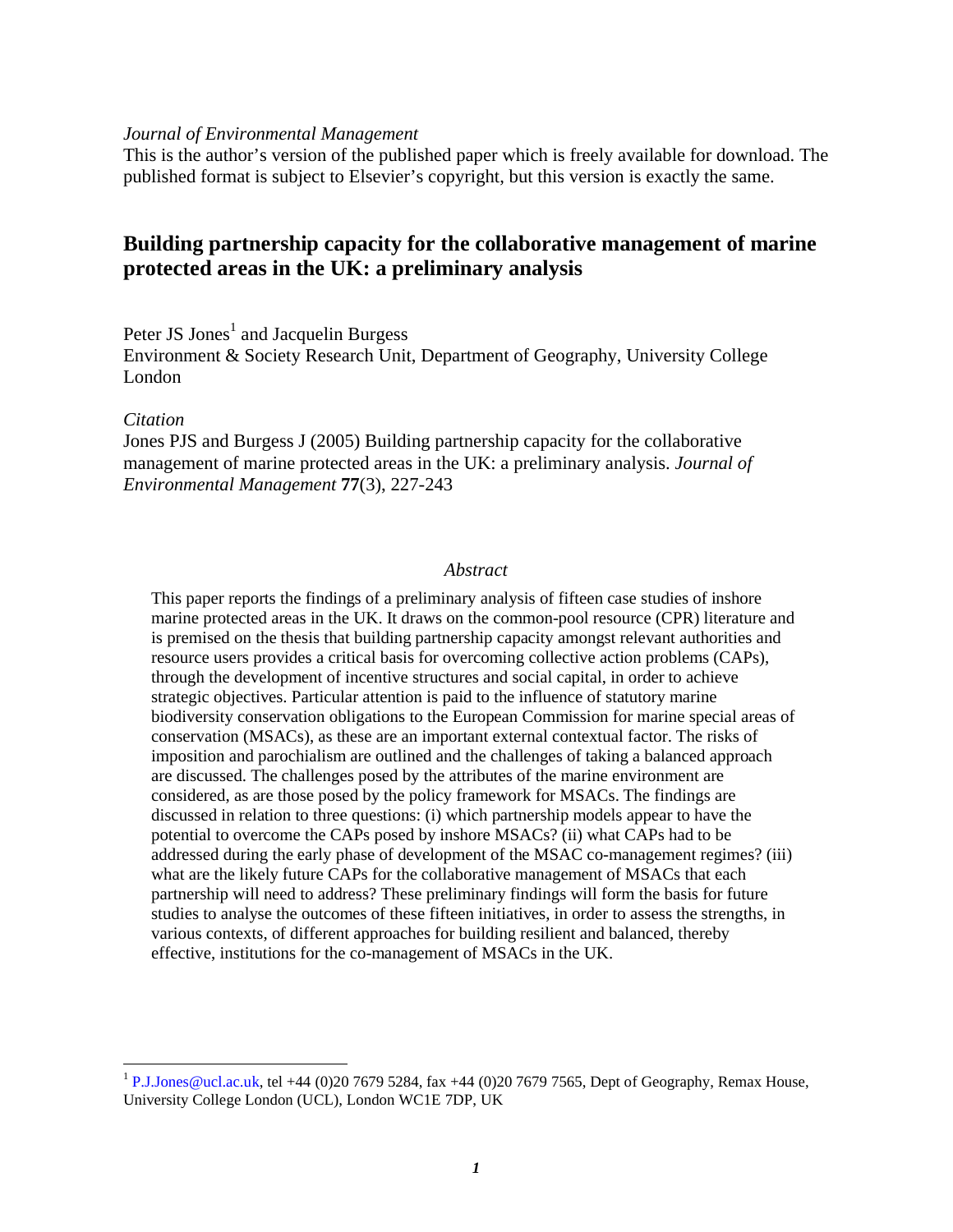*Journal of Environmental Management*

This is the author's version of the published paper which is freely available for download. The published format is subject to Elsevier's copyright, but this version is exactly the same.

# Building partnership capacity for the collaborative management of marine protected areas in the UK: a preliminary analysis

Peter JS Jones[1] and Jacquelin Burgess

Environment & Society Research Unit, Department of Geography, University College London

*Citation*

Jones PJS and Burgess J (2005) Building partnership capacity for the collaborative management of marine protected areas in the UK: a preliminary analysis. *Journal of Environmental Management* **77**(3), 227-243

*Abstract*

This paper reports the findings of a preliminary analysis of fifteen case studies of inshore marine protected areas in the UK. It draws on the common-pool resource (CPR) literature and is premised on the thesis that building partnership capacity amongst relevant authorities and resource users provides a critical basis for overcoming collective action problems (CAPs), through the development of incentive structures and social capital, in order to achieve strategic objectives. Particular attention is paid to the influence of statutory marine biodiversity conservation obligations to the European Commission for marine special areas of conservation (MSACs), as these are an important external contextual factor. The risks of imposition and parochialism are outlined and the challenges of taking a balanced approach are discussed. The challenges posed by the attributes of the marine environment are considered, as are those posed by the policy framework for MSACs. The findings are discussed in relation to three questions: (i) which partnership models appear to have the potential to overcome the CAPs posed by inshore MSACs? (ii) what CAPs had to be addressed during the early phase of development of the MSAC co-management regimes? (iii) what are the likely future CAPs for the collaborative management of MSACs that each partnership will need to address? These preliminary findings will form the basis for future studies to analyse the outcomes of these fifteen initiatives, in order to assess the strengths, in various contexts, of different approaches for building resilient and balanced, thereby effective, institutions for the co-management of MSACs in the UK.

[1] P.J.Jones@ucl.ac.uk, tel +44 (0)20 7679 5284, fax +44 (0)20 7679 7565, Dept of Geography, Remax House, University College London (UCL), London WC1E 7DP, UK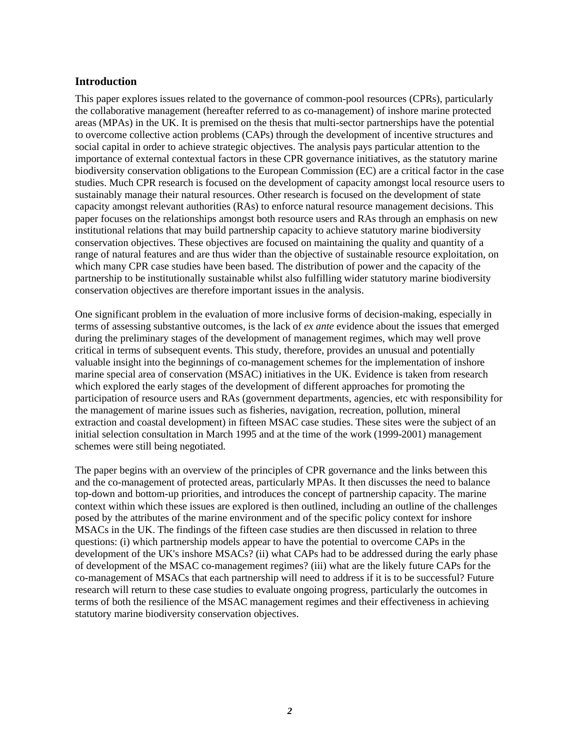## Introduction

This paper explores issues related to the governance of common-pool resources (CPRs), particularly the collaborative management (hereafter referred to as co-management) of inshore marine protected areas (MPAs) in the UK. It is premised on the thesis that multi-sector partnerships have the potential to overcome collective action problems (CAPs) through the development of incentive structures and social capital in order to achieve strategic objectives. The analysis pays particular attention to the importance of external contextual factors in these CPR governance initiatives, as the statutory marine biodiversity conservation obligations to the European Commission (EC) are a critical factor in the case studies. Much CPR research is focused on the development of capacity amongst local resource users to sustainably manage their natural resources. Other research is focused on the development of state capacity amongst relevant authorities (RAs) to enforce natural resource management decisions. This paper focuses on the relationships amongst both resource users and RAs through an emphasis on new institutional relations that may build partnership capacity to achieve statutory marine biodiversity conservation objectives. These objectives are focused on maintaining the quality and quantity of a range of natural features and are thus wider than the objective of sustainable resource exploitation, on which many CPR case studies have been based. The distribution of power and the capacity of the partnership to be institutionally sustainable whilst also fulfilling wider statutory marine biodiversity conservation objectives are therefore important issues in the analysis.

One significant problem in the evaluation of more inclusive forms of decision-making, especially in terms of assessing substantive outcomes, is the lack of *ex ante* evidence about the issues that emerged during the preliminary stages of the development of management regimes, which may well prove critical in terms of subsequent events. This study, therefore, provides an unusual and potentially valuable insight into the beginnings of co-management schemes for the implementation of inshore marine special area of conservation (MSAC) initiatives in the UK. Evidence is taken from research which explored the early stages of the development of different approaches for promoting the participation of resource users and RAs (government departments, agencies, etc with responsibility for the management of marine issues such as fisheries, navigation, recreation, pollution, mineral extraction and coastal development) in fifteen MSAC case studies. These sites were the subject of an initial selection consultation in March 1995 and at the time of the work (1999-2001) management schemes were still being negotiated.

The paper begins with an overview of the principles of CPR governance and the links between this and the co-management of protected areas, particularly MPAs. It then discusses the need to balance top-down and bottom-up priorities, and introduces the concept of partnership capacity. The marine context within which these issues are explored is then outlined, including an outline of the challenges posed by the attributes of the marine environment and of the specific policy context for inshore MSACs in the UK. The findings of the fifteen case studies are then discussed in relation to three questions: (i) which partnership models appear to have the potential to overcome CAPs in the development of the UK's inshore MSACs? (ii) what CAPs had to be addressed during the early phase of development of the MSAC co-management regimes? (iii) what are the likely future CAPs for the co-management of MSACs that each partnership will need to address if it is to be successful? Future research will return to these case studies to evaluate ongoing progress, particularly the outcomes in terms of both the resilience of the MSAC management regimes and their effectiveness in achieving statutory marine biodiversity conservation objectives.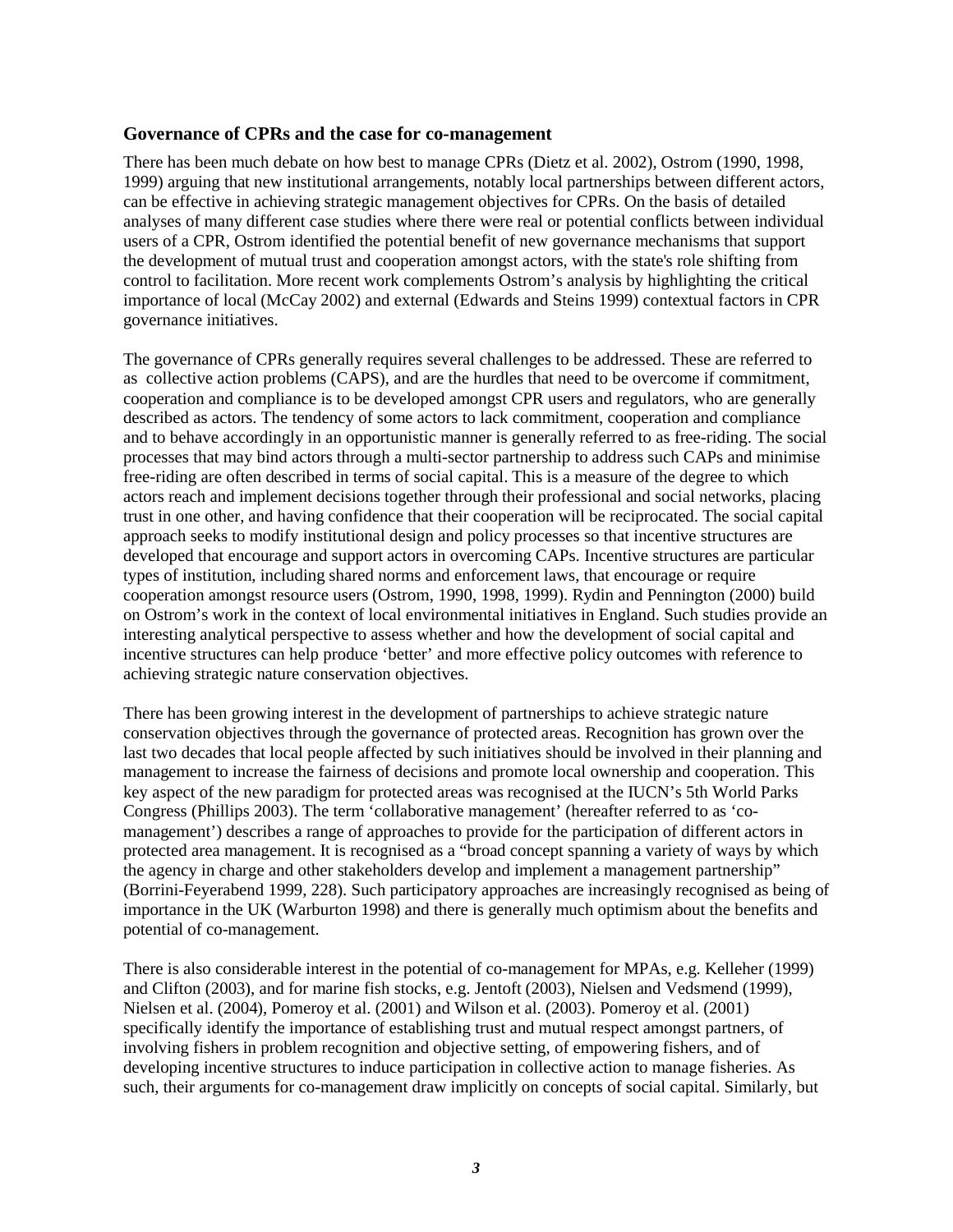## Governance of CPRs and the case for co-management

There has been much debate on how best to manage CPRs (Dietz et al. 2002), Ostrom (1990, 1998, 1999) arguing that new institutional arrangements, notably local partnerships between different actors, can be effective in achieving strategic management objectives for CPRs. On the basis of detailed analyses of many different case studies where there were real or potential conflicts between individual users of a CPR, Ostrom identified the potential benefit of new governance mechanisms that support the development of mutual trust and cooperation amongst actors, with the state's role shifting from control to facilitation. More recent work complements Ostrom's analysis by highlighting the critical importance of local (McCay 2002) and external (Edwards and Steins 1999) contextual factors in CPR governance initiatives.

The governance of CPRs generally requires several challenges to be addressed. These are referred to as collective action problems (CAPS), and are the hurdles that need to be overcome if commitment, cooperation and compliance is to be developed amongst CPR users and regulators, who are generally described as actors. The tendency of some actors to lack commitment, cooperation and compliance and to behave accordingly in an opportunistic manner is generally referred to as free-riding. The social processes that may bind actors through a multi-sector partnership to address such CAPs and minimise free-riding are often described in terms of social capital. This is a measure of the degree to which actors reach and implement decisions together through their professional and social networks, placing trust in one other, and having confidence that their cooperation will be reciprocated. The social capital approach seeks to modify institutional design and policy processes so that incentive structures are developed that encourage and support actors in overcoming CAPs. Incentive structures are particular types of institution, including shared norms and enforcement laws, that encourage or require cooperation amongst resource users (Ostrom, 1990, 1998, 1999). Rydin and Pennington (2000) build on Ostrom's work in the context of local environmental initiatives in England. Such studies provide an interesting analytical perspective to assess whether and how the development of social capital and incentive structures can help produce 'better' and more effective policy outcomes with reference to achieving strategic nature conservation objectives.

There has been growing interest in the development of partnerships to achieve strategic nature conservation objectives through the governance of protected areas. Recognition has grown over the last two decades that local people affected by such initiatives should be involved in their planning and management to increase the fairness of decisions and promote local ownership and cooperation. This key aspect of the new paradigm for protected areas was recognised at the IUCN's 5th World Parks Congress (Phillips 2003). The term 'collaborative management' (hereafter referred to as 'co-management') describes a range of approaches to provide for the participation of different actors in protected area management. It is recognised as a "broad concept spanning a variety of ways by which the agency in charge and other stakeholders develop and implement a management partnership" (Borrini-Feyerabend 1999, 228). Such participatory approaches are increasingly recognised as being of importance in the UK (Warburton 1998) and there is generally much optimism about the benefits and potential of co-management.

There is also considerable interest in the potential of co-management for MPAs, e.g. Kelleher (1999) and Clifton (2003), and for marine fish stocks, e.g. Jentoft (2003), Nielsen and Vedsmend (1999), Nielsen et al. (2004), Pomeroy et al. (2001) and Wilson et al. (2003). Pomeroy et al. (2001) specifically identify the importance of establishing trust and mutual respect amongst partners, of involving fishers in problem recognition and objective setting, of empowering fishers, and of developing incentive structures to induce participation in collective action to manage fisheries. As such, their arguments for co-management draw implicitly on concepts of social capital. Similarly, but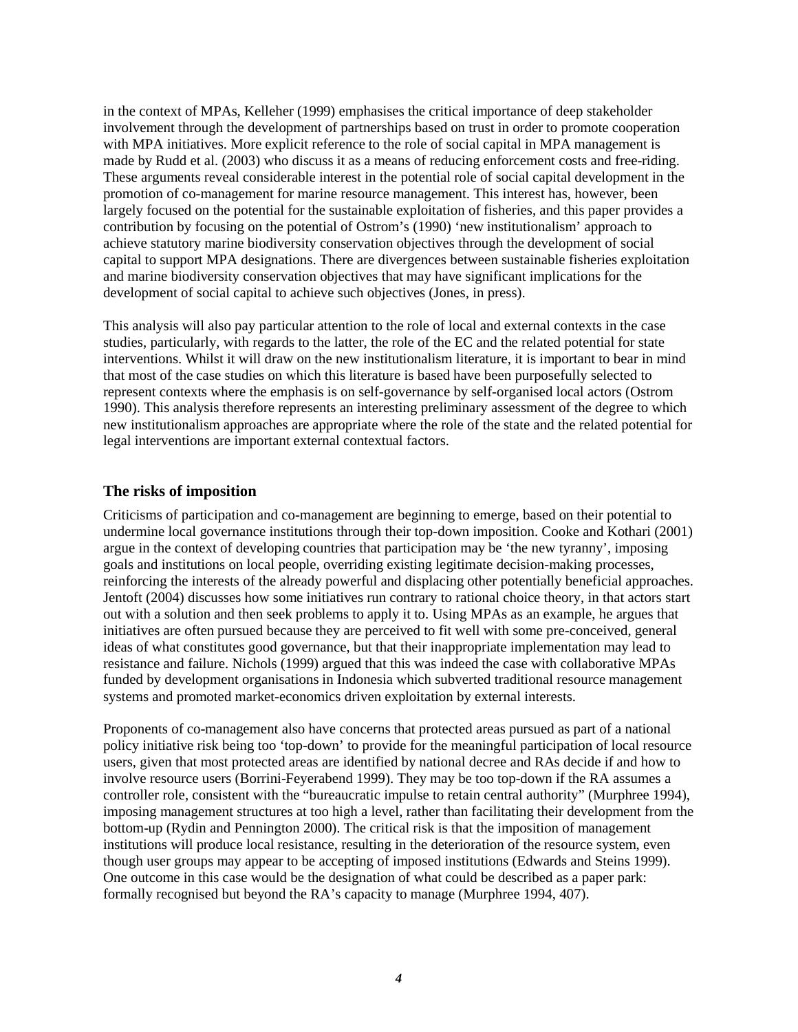in the context of MPAs, Kelleher (1999) emphasises the critical importance of deep stakeholder involvement through the development of partnerships based on trust in order to promote cooperation with MPA initiatives. More explicit reference to the role of social capital in MPA management is made by Rudd et al. (2003) who discuss it as a means of reducing enforcement costs and free-riding. These arguments reveal considerable interest in the potential role of social capital development in the promotion of co-management for marine resource management. This interest has, however, been largely focused on the potential for the sustainable exploitation of fisheries, and this paper provides a contribution by focusing on the potential of Ostrom's (1990) 'new institutionalism' approach to achieve statutory marine biodiversity conservation objectives through the development of social capital to support MPA designations. There are divergences between sustainable fisheries exploitation and marine biodiversity conservation objectives that may have significant implications for the development of social capital to achieve such objectives (Jones, in press).

This analysis will also pay particular attention to the role of local and external contexts in the case studies, particularly, with regards to the latter, the role of the EC and the related potential for state interventions. Whilst it will draw on the new institutionalism literature, it is important to bear in mind that most of the case studies on which this literature is based have been purposefully selected to represent contexts where the emphasis is on self-governance by self-organised local actors (Ostrom 1990). This analysis therefore represents an interesting preliminary assessment of the degree to which new institutionalism approaches are appropriate where the role of the state and the related potential for legal interventions are important external contextual factors.

## The risks of imposition

Criticisms of participation and co-management are beginning to emerge, based on their potential to undermine local governance institutions through their top-down imposition. Cooke and Kothari (2001) argue in the context of developing countries that participation may be 'the new tyranny', imposing goals and institutions on local people, overriding existing legitimate decision-making processes, reinforcing the interests of the already powerful and displacing other potentially beneficial approaches. Jentoft (2004) discusses how some initiatives run contrary to rational choice theory, in that actors start out with a solution and then seek problems to apply it to. Using MPAs as an example, he argues that initiatives are often pursued because they are perceived to fit well with some pre-conceived, general ideas of what constitutes good governance, but that their inappropriate implementation may lead to resistance and failure. Nichols (1999) argued that this was indeed the case with collaborative MPAs funded by development organisations in Indonesia which subverted traditional resource management systems and promoted market-economics driven exploitation by external interests.

Proponents of co-management also have concerns that protected areas pursued as part of a national policy initiative risk being too 'top-down' to provide for the meaningful participation of local resource users, given that most protected areas are identified by national decree and RAs decide if and how to involve resource users (Borrini-Feyerabend 1999). They may be too top-down if the RA assumes a controller role, consistent with the "bureaucratic impulse to retain central authority" (Murphree 1994), imposing management structures at too high a level, rather than facilitating their development from the bottom-up (Rydin and Pennington 2000). The critical risk is that the imposition of management institutions will produce local resistance, resulting in the deterioration of the resource system, even though user groups may appear to be accepting of imposed institutions (Edwards and Steins 1999). One outcome in this case would be the designation of what could be described as a paper park: formally recognised but beyond the RA's capacity to manage (Murphree 1994, 407).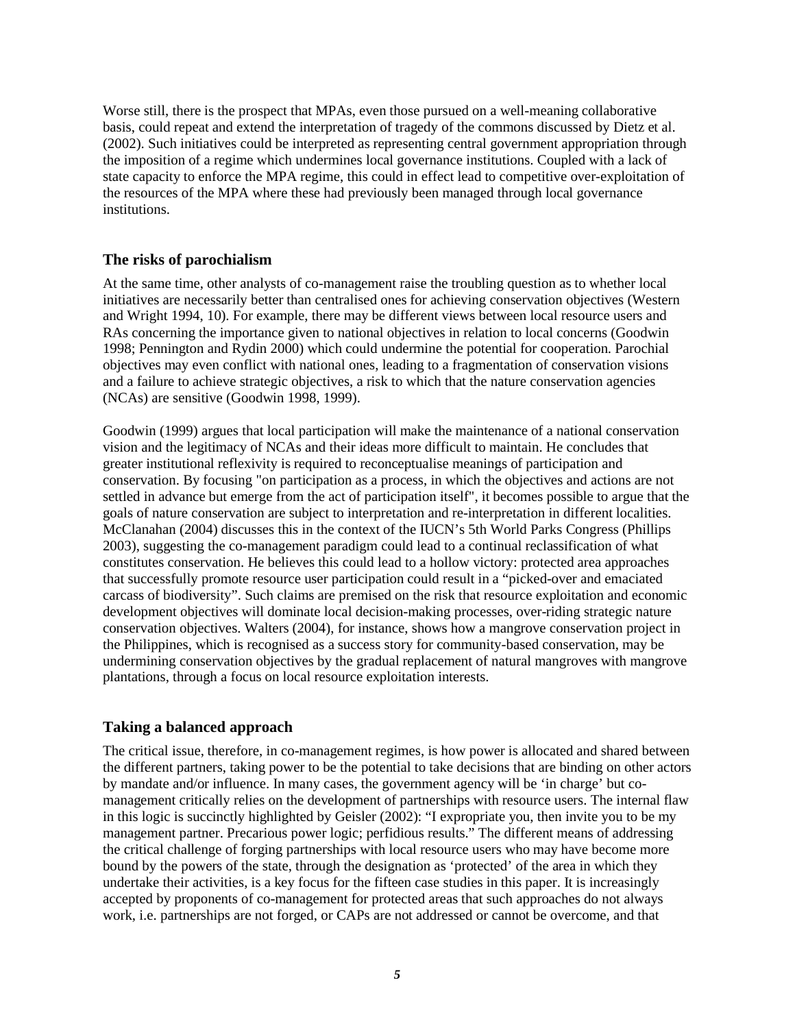Worse still, there is the prospect that MPAs, even those pursued on a well-meaning collaborative basis, could repeat and extend the interpretation of tragedy of the commons discussed by Dietz et al. (2002). Such initiatives could be interpreted as representing central government appropriation through the imposition of a regime which undermines local governance institutions. Coupled with a lack of state capacity to enforce the MPA regime, this could in effect lead to competitive over-exploitation of the resources of the MPA where these had previously been managed through local governance institutions.

## The risks of parochialism

At the same time, other analysts of co-management raise the troubling question as to whether local initiatives are necessarily better than centralised ones for achieving conservation objectives (Western and Wright 1994, 10). For example, there may be different views between local resource users and RAs concerning the importance given to national objectives in relation to local concerns (Goodwin 1998; Pennington and Rydin 2000) which could undermine the potential for cooperation. Parochial objectives may even conflict with national ones, leading to a fragmentation of conservation visions and a failure to achieve strategic objectives, a risk to which that the nature conservation agencies (NCAs) are sensitive (Goodwin 1998, 1999).

Goodwin (1999) argues that local participation will make the maintenance of a national conservation vision and the legitimacy of NCAs and their ideas more difficult to maintain. He concludes that greater institutional reflexivity is required to reconceptualise meanings of participation and conservation. By focusing "on participation as a process, in which the objectives and actions are not settled in advance but emerge from the act of participation itself", it becomes possible to argue that the goals of nature conservation are subject to interpretation and re-interpretation in different localities. McClanahan (2004) discusses this in the context of the IUCN's 5th World Parks Congress (Phillips 2003), suggesting the co-management paradigm could lead to a continual reclassification of what constitutes conservation. He believes this could lead to a hollow victory: protected area approaches that successfully promote resource user participation could result in a "picked-over and emaciated carcass of biodiversity". Such claims are premised on the risk that resource exploitation and economic development objectives will dominate local decision-making processes, over-riding strategic nature conservation objectives. Walters (2004), for instance, shows how a mangrove conservation project in the Philippines, which is recognised as a success story for community-based conservation, may be undermining conservation objectives by the gradual replacement of natural mangroves with mangrove plantations, through a focus on local resource exploitation interests.

## Taking a balanced approach

The critical issue, therefore, in co-management regimes, is how power is allocated and shared between the different partners, taking power to be the potential to take decisions that are binding on other actors by mandate and/or influence. In many cases, the government agency will be 'in charge' but co-management critically relies on the development of partnerships with resource users. The internal flaw in this logic is succinctly highlighted by Geisler (2002): "I expropriate you, then invite you to be my management partner. Precarious power logic; perfidious results." The different means of addressing the critical challenge of forging partnerships with local resource users who may have become more bound by the powers of the state, through the designation as 'protected' of the area in which they undertake their activities, is a key focus for the fifteen case studies in this paper. It is increasingly accepted by proponents of co-management for protected areas that such approaches do not always work, i.e. partnerships are not forged, or CAPs are not addressed or cannot be overcome, and that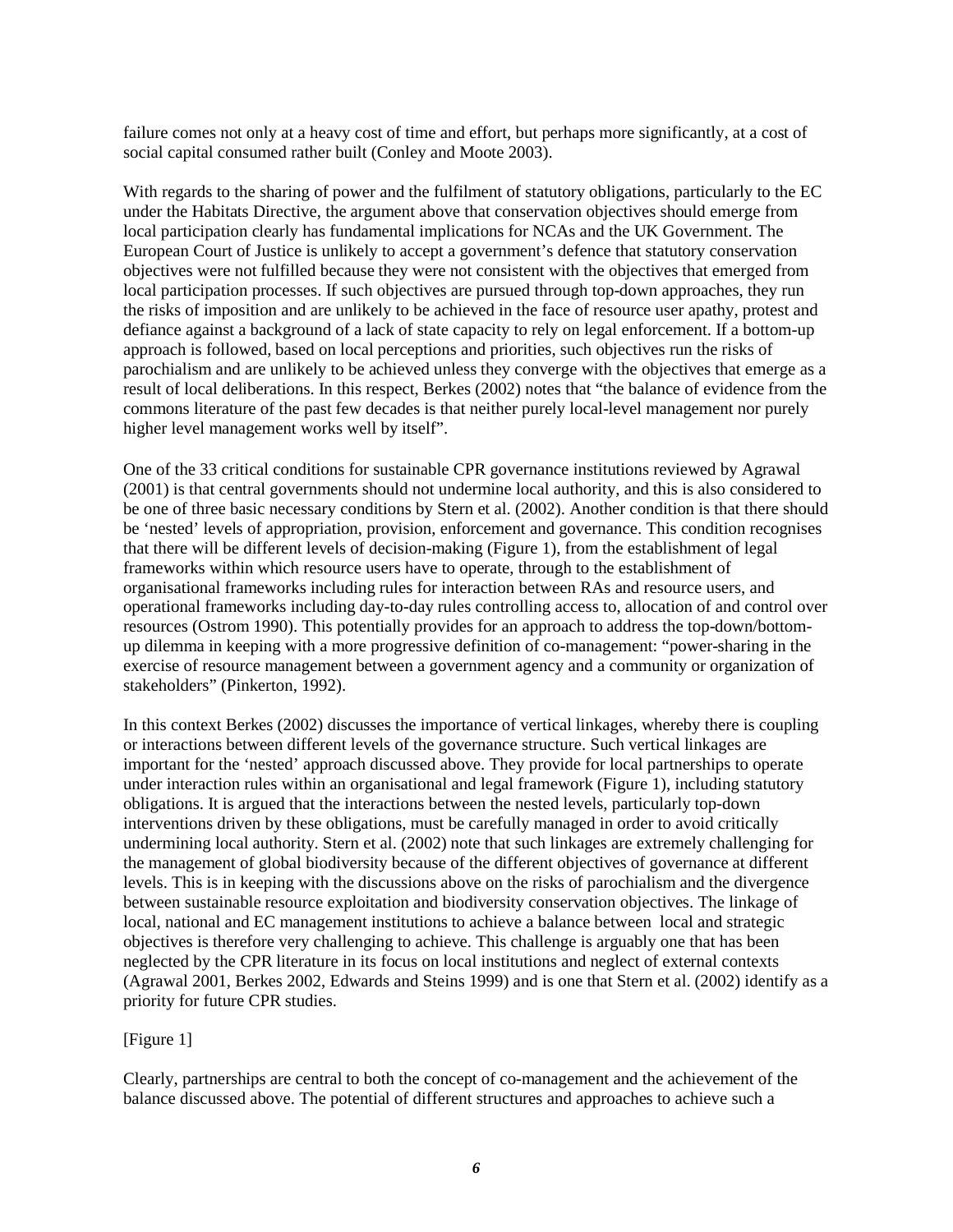failure comes not only at a heavy cost of time and effort, but perhaps more significantly, at a cost of social capital consumed rather built (Conley and Moote 2003).

With regards to the sharing of power and the fulfilment of statutory obligations, particularly to the EC under the Habitats Directive, the argument above that conservation objectives should emerge from local participation clearly has fundamental implications for NCAs and the UK Government. The European Court of Justice is unlikely to accept a government's defence that statutory conservation objectives were not fulfilled because they were not consistent with the objectives that emerged from local participation processes. If such objectives are pursued through top-down approaches, they run the risks of imposition and are unlikely to be achieved in the face of resource user apathy, protest and defiance against a background of a lack of state capacity to rely on legal enforcement. If a bottom-up approach is followed, based on local perceptions and priorities, such objectives run the risks of parochialism and are unlikely to be achieved unless they converge with the objectives that emerge as a result of local deliberations. In this respect, Berkes (2002) notes that "the balance of evidence from the commons literature of the past few decades is that neither purely local-level management nor purely higher level management works well by itself".

One of the 33 critical conditions for sustainable CPR governance institutions reviewed by Agrawal (2001) is that central governments should not undermine local authority, and this is also considered to be one of three basic necessary conditions by Stern et al. (2002). Another condition is that there should be 'nested' levels of appropriation, provision, enforcement and governance. This condition recognises that there will be different levels of decision-making (Figure 1), from the establishment of legal frameworks within which resource users have to operate, through to the establishment of organisational frameworks including rules for interaction between RAs and resource users, and operational frameworks including day-to-day rules controlling access to, allocation of and control over resources (Ostrom 1990). This potentially provides for an approach to address the top-down/bottom-up dilemma in keeping with a more progressive definition of co-management: "power-sharing in the exercise of resource management between a government agency and a community or organization of stakeholders" (Pinkerton, 1992).

In this context Berkes (2002) discusses the importance of vertical linkages, whereby there is coupling or interactions between different levels of the governance structure. Such vertical linkages are important for the 'nested' approach discussed above. They provide for local partnerships to operate under interaction rules within an organisational and legal framework (Figure 1), including statutory obligations. It is argued that the interactions between the nested levels, particularly top-down interventions driven by these obligations, must be carefully managed in order to avoid critically undermining local authority. Stern et al. (2002) note that such linkages are extremely challenging for the management of global biodiversity because of the different objectives of governance at different levels. This is in keeping with the discussions above on the risks of parochialism and the divergence between sustainable resource exploitation and biodiversity conservation objectives. The linkage of local, national and EC management institutions to achieve a balance between local and strategic objectives is therefore very challenging to achieve. This challenge is arguably one that has been neglected by the CPR literature in its focus on local institutions and neglect of external contexts (Agrawal 2001, Berkes 2002, Edwards and Steins 1999) and is one that Stern et al. (2002) identify as a priority for future CPR studies.

[Figure 1]

Clearly, partnerships are central to both the concept of co-management and the achievement of the balance discussed above. The potential of different structures and approaches to achieve such a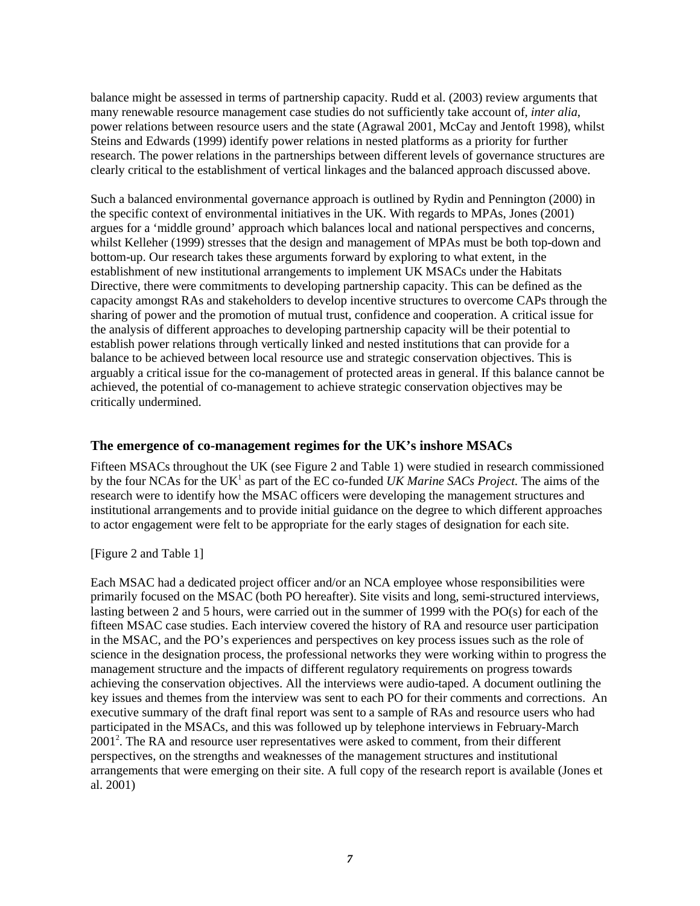balance might be assessed in terms of partnership capacity. Rudd et al. (2003) review arguments that many renewable resource management case studies do not sufficiently take account of, *inter alia*, power relations between resource users and the state (Agrawal 2001, McCay and Jentoft 1998), whilst Steins and Edwards (1999) identify power relations in nested platforms as a priority for further research. The power relations in the partnerships between different levels of governance structures are clearly critical to the establishment of vertical linkages and the balanced approach discussed above.

Such a balanced environmental governance approach is outlined by Rydin and Pennington (2000) in the specific context of environmental initiatives in the UK. With regards to MPAs, Jones (2001) argues for a 'middle ground' approach which balances local and national perspectives and concerns, whilst Kelleher (1999) stresses that the design and management of MPAs must be both top-down and bottom-up. Our research takes these arguments forward by exploring to what extent, in the establishment of new institutional arrangements to implement UK MSACs under the Habitats Directive, there were commitments to developing partnership capacity. This can be defined as the capacity amongst RAs and stakeholders to develop incentive structures to overcome CAPs through the sharing of power and the promotion of mutual trust, confidence and cooperation. A critical issue for the analysis of different approaches to developing partnership capacity will be their potential to establish power relations through vertically linked and nested institutions that can provide for a balance to be achieved between local resource use and strategic conservation objectives. This is arguably a critical issue for the co-management of protected areas in general. If this balance cannot be achieved, the potential of co-management to achieve strategic conservation objectives may be critically undermined.

## The emergence of co-management regimes for the UK's inshore MSACs

Fifteen MSACs throughout the UK (see Figure 2 and Table 1) were studied in research commissioned by the four NCAs for the UK[1] as part of the EC co-funded *UK Marine SACs Project*. The aims of the research were to identify how the MSAC officers were developing the management structures and institutional arrangements and to provide initial guidance on the degree to which different approaches to actor engagement were felt to be appropriate for the early stages of designation for each site.

[Figure 2 and Table 1]

Each MSAC had a dedicated project officer and/or an NCA employee whose responsibilities were primarily focused on the MSAC (both PO hereafter). Site visits and long, semi-structured interviews, lasting between 2 and 5 hours, were carried out in the summer of 1999 with the PO(s) for each of the fifteen MSAC case studies. Each interview covered the history of RA and resource user participation in the MSAC, and the PO's experiences and perspectives on key process issues such as the role of science in the designation process, the professional networks they were working within to progress the management structure and the impacts of different regulatory requirements on progress towards achieving the conservation objectives. All the interviews were audio-taped. A document outlining the key issues and themes from the interview was sent to each PO for their comments and corrections. An executive summary of the draft final report was sent to a sample of RAs and resource users who had participated in the MSACs, and this was followed up by telephone interviews in February-March 2001[2]. The RA and resource user representatives were asked to comment, from their different perspectives, on the strengths and weaknesses of the management structures and institutional arrangements that were emerging on their site. A full copy of the research report is available (Jones et al. 2001)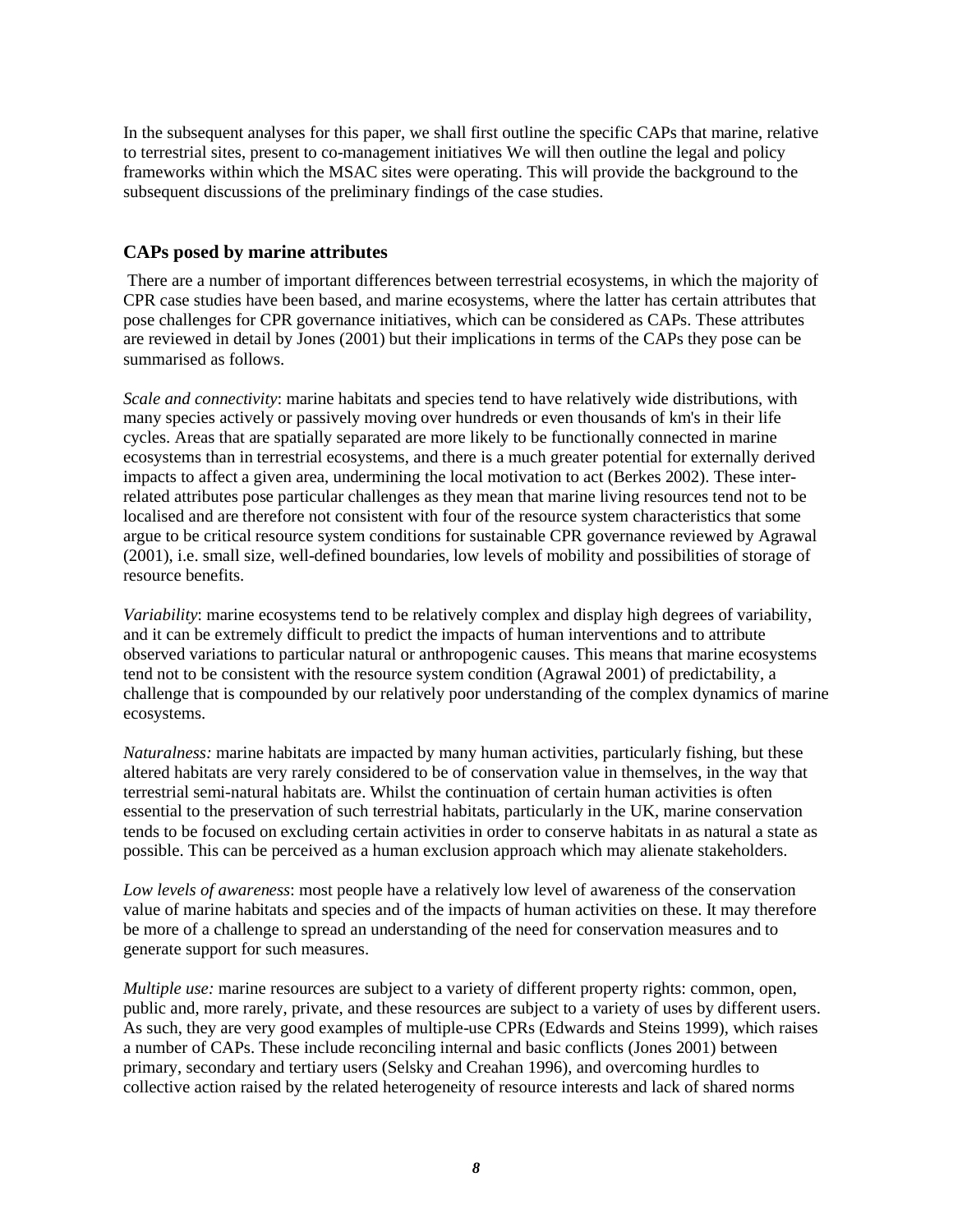In the subsequent analyses for this paper, we shall first outline the specific CAPs that marine, relative to terrestrial sites, present to co-management initiatives We will then outline the legal and policy frameworks within which the MSAC sites were operating. This will provide the background to the subsequent discussions of the preliminary findings of the case studies.

## CAPs posed by marine attributes

There are a number of important differences between terrestrial ecosystems, in which the majority of CPR case studies have been based, and marine ecosystems, where the latter has certain attributes that pose challenges for CPR governance initiatives, which can be considered as CAPs. These attributes are reviewed in detail by Jones (2001) but their implications in terms of the CAPs they pose can be summarised as follows.

*Scale and connectivity*: marine habitats and species tend to have relatively wide distributions, with many species actively or passively moving over hundreds or even thousands of km's in their life cycles. Areas that are spatially separated are more likely to be functionally connected in marine ecosystems than in terrestrial ecosystems, and there is a much greater potential for externally derived impacts to affect a given area, undermining the local motivation to act (Berkes 2002). These inter-related attributes pose particular challenges as they mean that marine living resources tend not to be localised and are therefore not consistent with four of the resource system characteristics that some argue to be critical resource system conditions for sustainable CPR governance reviewed by Agrawal (2001), i.e. small size, well-defined boundaries, low levels of mobility and possibilities of storage of resource benefits.

*Variability*: marine ecosystems tend to be relatively complex and display high degrees of variability, and it can be extremely difficult to predict the impacts of human interventions and to attribute observed variations to particular natural or anthropogenic causes. This means that marine ecosystems tend not to be consistent with the resource system condition (Agrawal 2001) of predictability, a challenge that is compounded by our relatively poor understanding of the complex dynamics of marine ecosystems.

*Naturalness:* marine habitats are impacted by many human activities, particularly fishing, but these altered habitats are very rarely considered to be of conservation value in themselves, in the way that terrestrial semi-natural habitats are. Whilst the continuation of certain human activities is often essential to the preservation of such terrestrial habitats, particularly in the UK, marine conservation tends to be focused on excluding certain activities in order to conserve habitats in as natural a state as possible. This can be perceived as a human exclusion approach which may alienate stakeholders.

*Low levels of awareness*: most people have a relatively low level of awareness of the conservation value of marine habitats and species and of the impacts of human activities on these. It may therefore be more of a challenge to spread an understanding of the need for conservation measures and to generate support for such measures.

*Multiple use:* marine resources are subject to a variety of different property rights: common, open, public and, more rarely, private, and these resources are subject to a variety of uses by different users. As such, they are very good examples of multiple-use CPRs (Edwards and Steins 1999), which raises a number of CAPs. These include reconciling internal and basic conflicts (Jones 2001) between primary, secondary and tertiary users (Selsky and Creahan 1996), and overcoming hurdles to collective action raised by the related heterogeneity of resource interests and lack of shared norms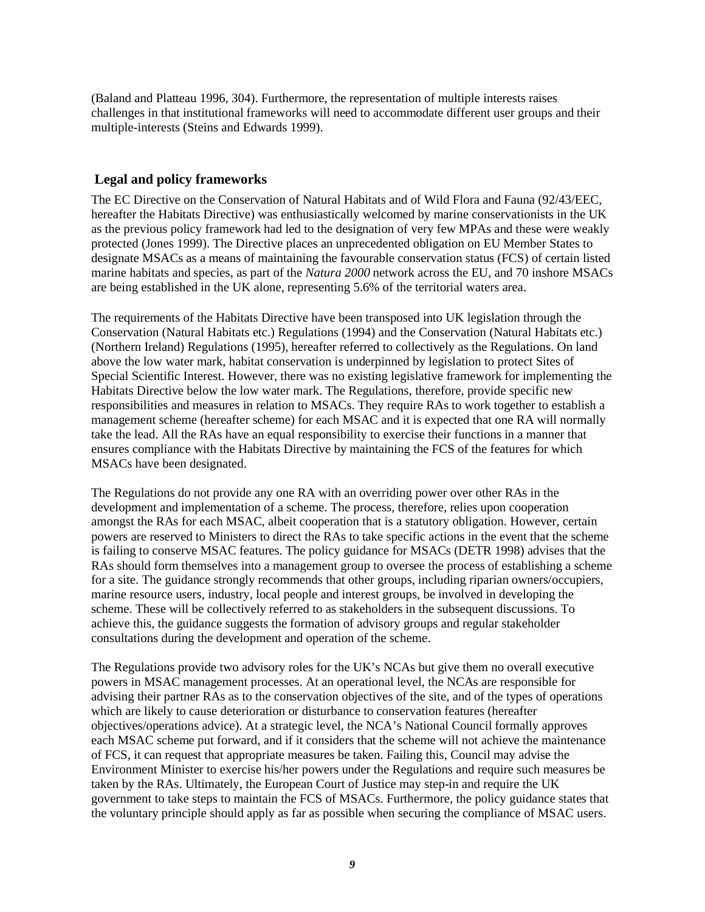(Baland and Platteau 1996, 304). Furthermore, the representation of multiple interests raises challenges in that institutional frameworks will need to accommodate different user groups and their multiple-interests (Steins and Edwards 1999).

## Legal and policy frameworks

The EC Directive on the Conservation of Natural Habitats and of Wild Flora and Fauna (92/43/EEC, hereafter the Habitats Directive) was enthusiastically welcomed by marine conservationists in the UK as the previous policy framework had led to the designation of very few MPAs and these were weakly protected (Jones 1999). The Directive places an unprecedented obligation on EU Member States to designate MSACs as a means of maintaining the favourable conservation status (FCS) of certain listed marine habitats and species, as part of the *Natura 2000* network across the EU, and 70 inshore MSACs are being established in the UK alone, representing 5.6% of the territorial waters area.

The requirements of the Habitats Directive have been transposed into UK legislation through the Conservation (Natural Habitats etc.) Regulations (1994) and the Conservation (Natural Habitats etc.) (Northern Ireland) Regulations (1995), hereafter referred to collectively as the Regulations. On land above the low water mark, habitat conservation is underpinned by legislation to protect Sites of Special Scientific Interest. However, there was no existing legislative framework for implementing the Habitats Directive below the low water mark. The Regulations, therefore, provide specific new responsibilities and measures in relation to MSACs. They require RAs to work together to establish a management scheme (hereafter scheme) for each MSAC and it is expected that one RA will normally take the lead. All the RAs have an equal responsibility to exercise their functions in a manner that ensures compliance with the Habitats Directive by maintaining the FCS of the features for which MSACs have been designated.

The Regulations do not provide any one RA with an overriding power over other RAs in the development and implementation of a scheme. The process, therefore, relies upon cooperation amongst the RAs for each MSAC, albeit cooperation that is a statutory obligation. However, certain powers are reserved to Ministers to direct the RAs to take specific actions in the event that the scheme is failing to conserve MSAC features. The policy guidance for MSACs (DETR 1998) advises that the RAs should form themselves into a management group to oversee the process of establishing a scheme for a site. The guidance strongly recommends that other groups, including riparian owners/occupiers, marine resource users, industry, local people and interest groups, be involved in developing the scheme. These will be collectively referred to as stakeholders in the subsequent discussions. To achieve this, the guidance suggests the formation of advisory groups and regular stakeholder consultations during the development and operation of the scheme.

The Regulations provide two advisory roles for the UK's NCAs but give them no overall executive powers in MSAC management processes. At an operational level, the NCAs are responsible for advising their partner RAs as to the conservation objectives of the site, and of the types of operations which are likely to cause deterioration or disturbance to conservation features (hereafter objectives/operations advice). At a strategic level, the NCA's National Council formally approves each MSAC scheme put forward, and if it considers that the scheme will not achieve the maintenance of FCS, it can request that appropriate measures be taken. Failing this, Council may advise the Environment Minister to exercise his/her powers under the Regulations and require such measures be taken by the RAs. Ultimately, the European Court of Justice may step-in and require the UK government to take steps to maintain the FCS of MSACs. Furthermore, the policy guidance states that the voluntary principle should apply as far as possible when securing the compliance of MSAC users.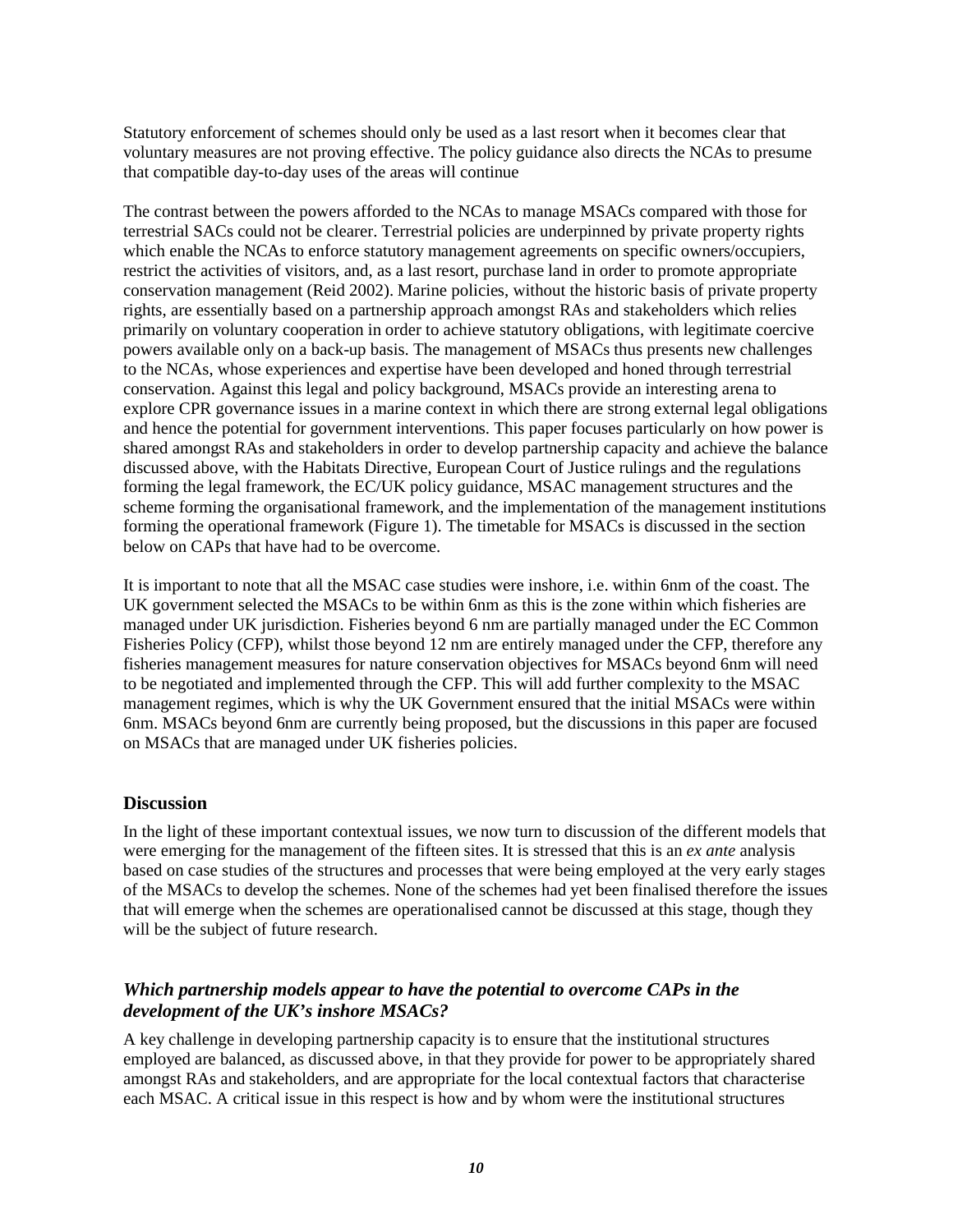Statutory enforcement of schemes should only be used as a last resort when it becomes clear that voluntary measures are not proving effective. The policy guidance also directs the NCAs to presume that compatible day-to-day uses of the areas will continue

The contrast between the powers afforded to the NCAs to manage MSACs compared with those for terrestrial SACs could not be clearer. Terrestrial policies are underpinned by private property rights which enable the NCAs to enforce statutory management agreements on specific owners/occupiers, restrict the activities of visitors, and, as a last resort, purchase land in order to promote appropriate conservation management (Reid 2002). Marine policies, without the historic basis of private property rights, are essentially based on a partnership approach amongst RAs and stakeholders which relies primarily on voluntary cooperation in order to achieve statutory obligations, with legitimate coercive powers available only on a back-up basis. The management of MSACs thus presents new challenges to the NCAs, whose experiences and expertise have been developed and honed through terrestrial conservation. Against this legal and policy background, MSACs provide an interesting arena to explore CPR governance issues in a marine context in which there are strong external legal obligations and hence the potential for government interventions. This paper focuses particularly on how power is shared amongst RAs and stakeholders in order to develop partnership capacity and achieve the balance discussed above, with the Habitats Directive, European Court of Justice rulings and the regulations forming the legal framework, the EC/UK policy guidance, MSAC management structures and the scheme forming the organisational framework, and the implementation of the management institutions forming the operational framework (Figure 1). The timetable for MSACs is discussed in the section below on CAPs that have had to be overcome.

It is important to note that all the MSAC case studies were inshore, i.e. within 6nm of the coast. The UK government selected the MSACs to be within 6nm as this is the zone within which fisheries are managed under UK jurisdiction. Fisheries beyond 6 nm are partially managed under the EC Common Fisheries Policy (CFP), whilst those beyond 12 nm are entirely managed under the CFP, therefore any fisheries management measures for nature conservation objectives for MSACs beyond 6nm will need to be negotiated and implemented through the CFP. This will add further complexity to the MSAC management regimes, which is why the UK Government ensured that the initial MSACs were within 6nm. MSACs beyond 6nm are currently being proposed, but the discussions in this paper are focused on MSACs that are managed under UK fisheries policies.

## Discussion

In the light of these important contextual issues, we now turn to discussion of the different models that were emerging for the management of the fifteen sites. It is stressed that this is an *ex ante* analysis based on case studies of the structures and processes that were being employed at the very early stages of the MSACs to develop the schemes. None of the schemes had yet been finalised therefore the issues that will emerge when the schemes are operationalised cannot be discussed at this stage, though they will be the subject of future research.

### *Which partnership models appear to have the potential to overcome CAPs in the development of the UK's inshore MSACs?*

A key challenge in developing partnership capacity is to ensure that the institutional structures employed are balanced, as discussed above, in that they provide for power to be appropriately shared amongst RAs and stakeholders, and are appropriate for the local contextual factors that characterise each MSAC. A critical issue in this respect is how and by whom were the institutional structures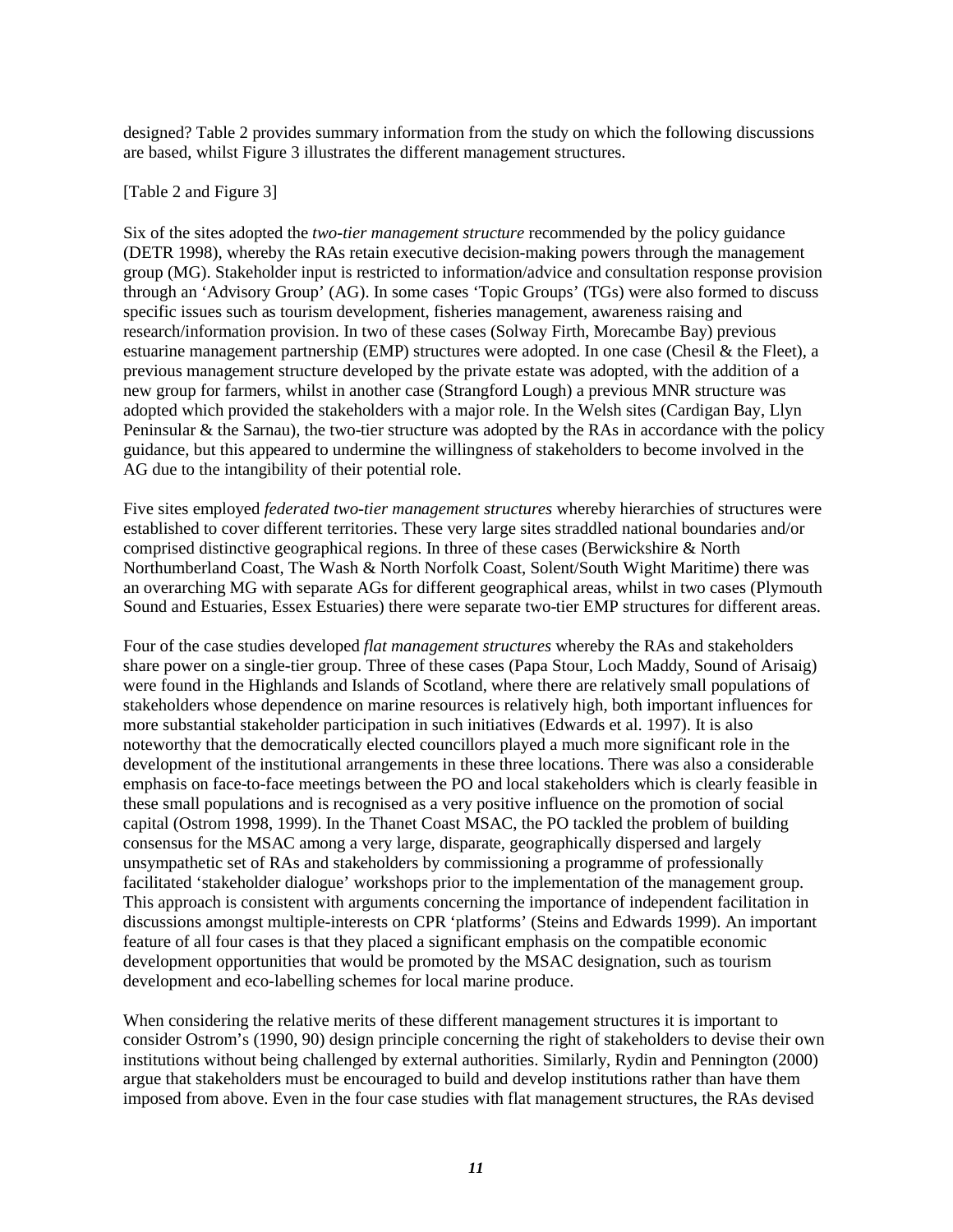designed? Table 2 provides summary information from the study on which the following discussions are based, whilst Figure 3 illustrates the different management structures.

[Table 2 and Figure 3]

Six of the sites adopted the *two-tier management structure* recommended by the policy guidance (DETR 1998), whereby the RAs retain executive decision-making powers through the management group (MG). Stakeholder input is restricted to information/advice and consultation response provision through an 'Advisory Group' (AG). In some cases 'Topic Groups' (TGs) were also formed to discuss specific issues such as tourism development, fisheries management, awareness raising and research/information provision. In two of these cases (Solway Firth, Morecambe Bay) previous estuarine management partnership (EMP) structures were adopted. In one case (Chesil & the Fleet), a previous management structure developed by the private estate was adopted, with the addition of a new group for farmers, whilst in another case (Strangford Lough) a previous MNR structure was adopted which provided the stakeholders with a major role. In the Welsh sites (Cardigan Bay, Llyn Peninsular & the Sarnau), the two-tier structure was adopted by the RAs in accordance with the policy guidance, but this appeared to undermine the willingness of stakeholders to become involved in the AG due to the intangibility of their potential role.

Five sites employed *federated two-tier management structures* whereby hierarchies of structures were established to cover different territories. These very large sites straddled national boundaries and/or comprised distinctive geographical regions. In three of these cases (Berwickshire & North Northumberland Coast, The Wash & North Norfolk Coast, Solent/South Wight Maritime) there was an overarching MG with separate AGs for different geographical areas, whilst in two cases (Plymouth Sound and Estuaries, Essex Estuaries) there were separate two-tier EMP structures for different areas.

Four of the case studies developed *flat management structures* whereby the RAs and stakeholders share power on a single-tier group. Three of these cases (Papa Stour, Loch Maddy, Sound of Arisaig) were found in the Highlands and Islands of Scotland, where there are relatively small populations of stakeholders whose dependence on marine resources is relatively high, both important influences for more substantial stakeholder participation in such initiatives (Edwards et al. 1997). It is also noteworthy that the democratically elected councillors played a much more significant role in the development of the institutional arrangements in these three locations. There was also a considerable emphasis on face-to-face meetings between the PO and local stakeholders which is clearly feasible in these small populations and is recognised as a very positive influence on the promotion of social capital (Ostrom 1998, 1999). In the Thanet Coast MSAC, the PO tackled the problem of building consensus for the MSAC among a very large, disparate, geographically dispersed and largely unsympathetic set of RAs and stakeholders by commissioning a programme of professionally facilitated 'stakeholder dialogue' workshops prior to the implementation of the management group. This approach is consistent with arguments concerning the importance of independent facilitation in discussions amongst multiple-interests on CPR 'platforms' (Steins and Edwards 1999). An important feature of all four cases is that they placed a significant emphasis on the compatible economic development opportunities that would be promoted by the MSAC designation, such as tourism development and eco-labelling schemes for local marine produce.

When considering the relative merits of these different management structures it is important to consider Ostrom's (1990, 90) design principle concerning the right of stakeholders to devise their own institutions without being challenged by external authorities. Similarly, Rydin and Pennington (2000) argue that stakeholders must be encouraged to build and develop institutions rather than have them imposed from above. Even in the four case studies with flat management structures, the RAs devised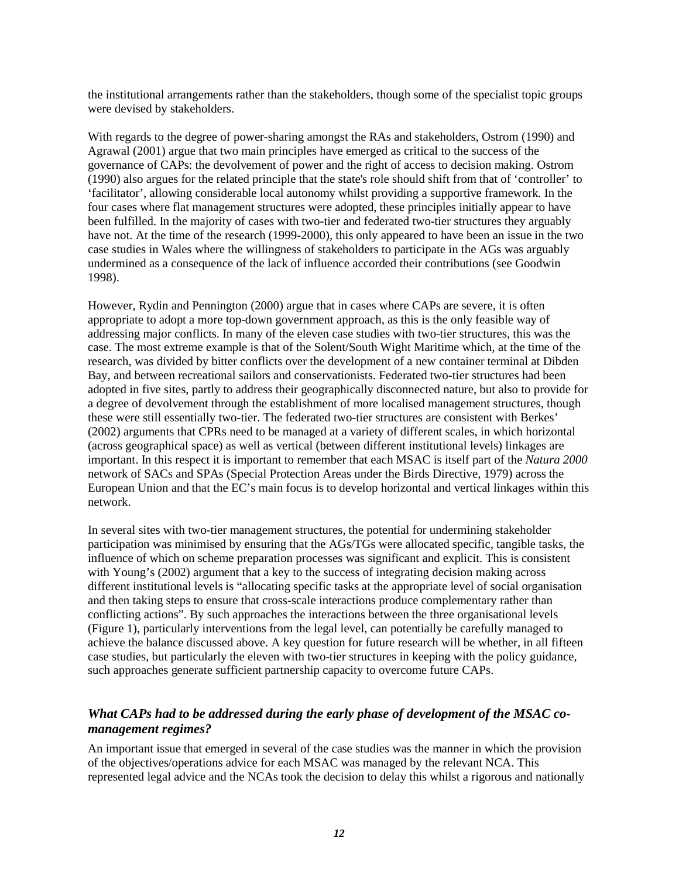the institutional arrangements rather than the stakeholders, though some of the specialist topic groups were devised by stakeholders.

With regards to the degree of power-sharing amongst the RAs and stakeholders, Ostrom (1990) and Agrawal (2001) argue that two main principles have emerged as critical to the success of the governance of CAPs: the devolvement of power and the right of access to decision making. Ostrom (1990) also argues for the related principle that the state's role should shift from that of 'controller' to 'facilitator', allowing considerable local autonomy whilst providing a supportive framework. In the four cases where flat management structures were adopted, these principles initially appear to have been fulfilled. In the majority of cases with two-tier and federated two-tier structures they arguably have not. At the time of the research (1999-2000), this only appeared to have been an issue in the two case studies in Wales where the willingness of stakeholders to participate in the AGs was arguably undermined as a consequence of the lack of influence accorded their contributions (see Goodwin 1998).

However, Rydin and Pennington (2000) argue that in cases where CAPs are severe, it is often appropriate to adopt a more top-down government approach, as this is the only feasible way of addressing major conflicts. In many of the eleven case studies with two-tier structures, this was the case. The most extreme example is that of the Solent/South Wight Maritime which, at the time of the research, was divided by bitter conflicts over the development of a new container terminal at Dibden Bay, and between recreational sailors and conservationists. Federated two-tier structures had been adopted in five sites, partly to address their geographically disconnected nature, but also to provide for a degree of devolvement through the establishment of more localised management structures, though these were still essentially two-tier. The federated two-tier structures are consistent with Berkes' (2002) arguments that CPRs need to be managed at a variety of different scales, in which horizontal (across geographical space) as well as vertical (between different institutional levels) linkages are important. In this respect it is important to remember that each MSAC is itself part of the *Natura 2000* network of SACs and SPAs (Special Protection Areas under the Birds Directive, 1979) across the European Union and that the EC's main focus is to develop horizontal and vertical linkages within this network.

In several sites with two-tier management structures, the potential for undermining stakeholder participation was minimised by ensuring that the AGs/TGs were allocated specific, tangible tasks, the influence of which on scheme preparation processes was significant and explicit. This is consistent with Young's (2002) argument that a key to the success of integrating decision making across different institutional levels is "allocating specific tasks at the appropriate level of social organisation and then taking steps to ensure that cross-scale interactions produce complementary rather than conflicting actions". By such approaches the interactions between the three organisational levels (Figure 1), particularly interventions from the legal level, can potentially be carefully managed to achieve the balance discussed above. A key question for future research will be whether, in all fifteen case studies, but particularly the eleven with two-tier structures in keeping with the policy guidance, such approaches generate sufficient partnership capacity to overcome future CAPs.

### *What CAPs had to be addressed during the early phase of development of the MSAC co-management regimes?*

An important issue that emerged in several of the case studies was the manner in which the provision of the objectives/operations advice for each MSAC was managed by the relevant NCA. This represented legal advice and the NCAs took the decision to delay this whilst a rigorous and nationally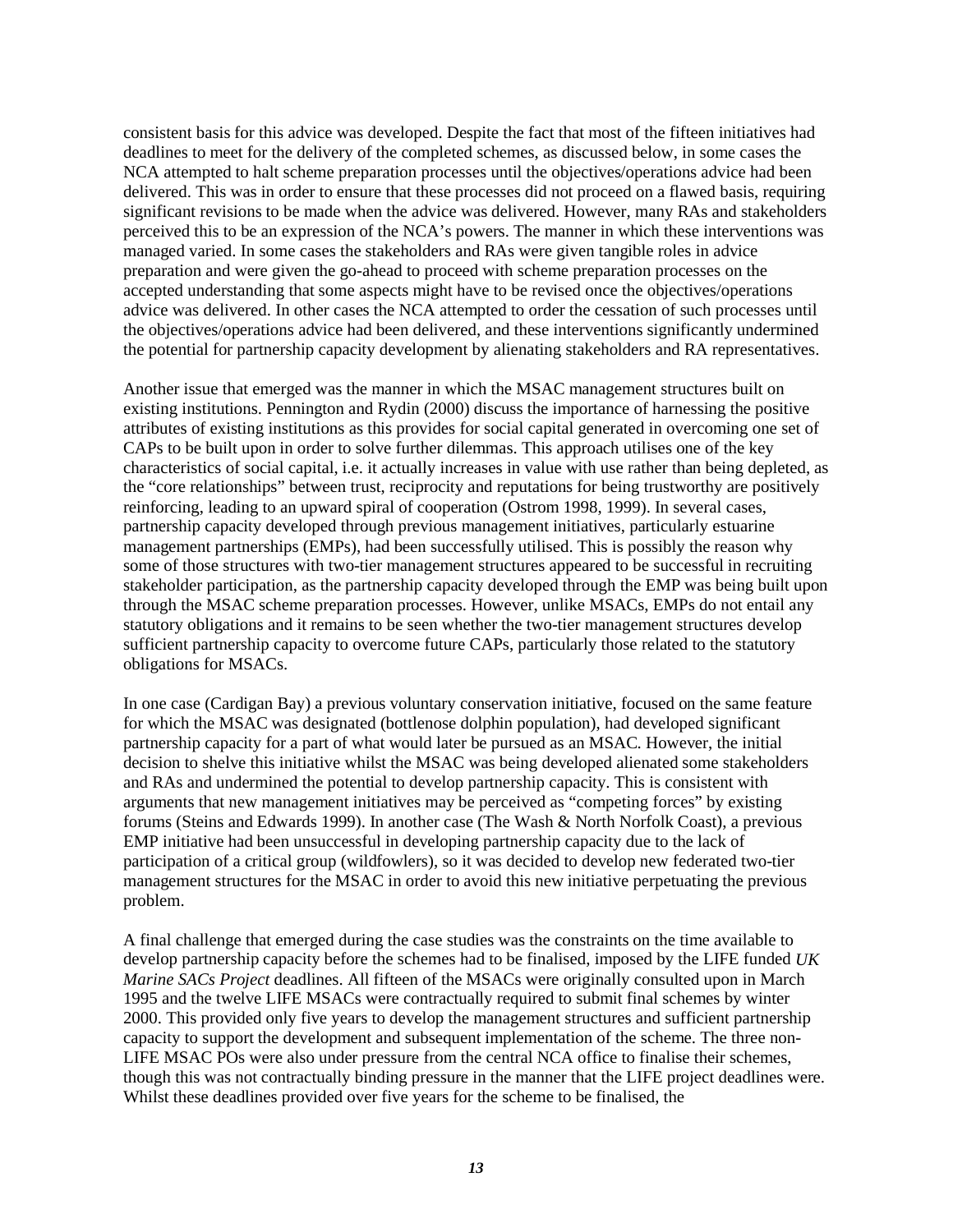consistent basis for this advice was developed. Despite the fact that most of the fifteen initiatives had deadlines to meet for the delivery of the completed schemes, as discussed below, in some cases the NCA attempted to halt scheme preparation processes until the objectives/operations advice had been delivered. This was in order to ensure that these processes did not proceed on a flawed basis, requiring significant revisions to be made when the advice was delivered. However, many RAs and stakeholders perceived this to be an expression of the NCA's powers. The manner in which these interventions was managed varied. In some cases the stakeholders and RAs were given tangible roles in advice preparation and were given the go-ahead to proceed with scheme preparation processes on the accepted understanding that some aspects might have to be revised once the objectives/operations advice was delivered. In other cases the NCA attempted to order the cessation of such processes until the objectives/operations advice had been delivered, and these interventions significantly undermined the potential for partnership capacity development by alienating stakeholders and RA representatives.

Another issue that emerged was the manner in which the MSAC management structures built on existing institutions. Pennington and Rydin (2000) discuss the importance of harnessing the positive attributes of existing institutions as this provides for social capital generated in overcoming one set of CAPs to be built upon in order to solve further dilemmas. This approach utilises one of the key characteristics of social capital, i.e. it actually increases in value with use rather than being depleted, as the "core relationships" between trust, reciprocity and reputations for being trustworthy are positively reinforcing, leading to an upward spiral of cooperation (Ostrom 1998, 1999). In several cases, partnership capacity developed through previous management initiatives, particularly estuarine management partnerships (EMPs), had been successfully utilised. This is possibly the reason why some of those structures with two-tier management structures appeared to be successful in recruiting stakeholder participation, as the partnership capacity developed through the EMP was being built upon through the MSAC scheme preparation processes. However, unlike MSACs, EMPs do not entail any statutory obligations and it remains to be seen whether the two-tier management structures develop sufficient partnership capacity to overcome future CAPs, particularly those related to the statutory obligations for MSACs.

In one case (Cardigan Bay) a previous voluntary conservation initiative, focused on the same feature for which the MSAC was designated (bottlenose dolphin population), had developed significant partnership capacity for a part of what would later be pursued as an MSAC. However, the initial decision to shelve this initiative whilst the MSAC was being developed alienated some stakeholders and RAs and undermined the potential to develop partnership capacity. This is consistent with arguments that new management initiatives may be perceived as "competing forces" by existing forums (Steins and Edwards 1999). In another case (The Wash & North Norfolk Coast), a previous EMP initiative had been unsuccessful in developing partnership capacity due to the lack of participation of a critical group (wildfowlers), so it was decided to develop new federated two-tier management structures for the MSAC in order to avoid this new initiative perpetuating the previous problem.

A final challenge that emerged during the case studies was the constraints on the time available to develop partnership capacity before the schemes had to be finalised, imposed by the LIFE funded *UK Marine SACs Project* deadlines. All fifteen of the MSACs were originally consulted upon in March 1995 and the twelve LIFE MSACs were contractually required to submit final schemes by winter 2000. This provided only five years to develop the management structures and sufficient partnership capacity to support the development and subsequent implementation of the scheme. The three non-LIFE MSAC POs were also under pressure from the central NCA office to finalise their schemes, though this was not contractually binding pressure in the manner that the LIFE project deadlines were. Whilst these deadlines provided over five years for the scheme to be finalised, the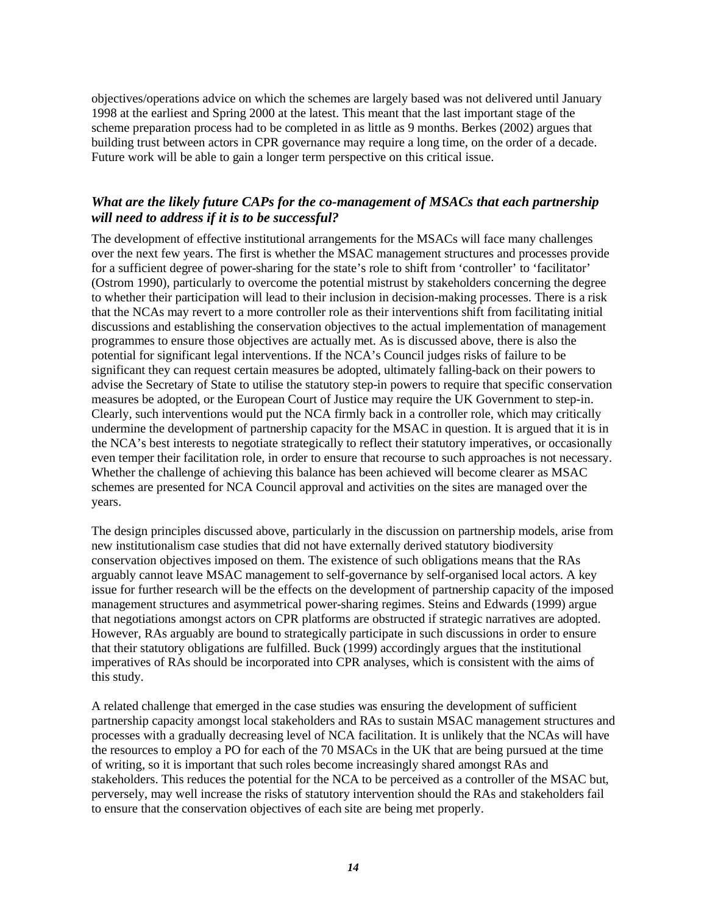objectives/operations advice on which the schemes are largely based was not delivered until January 1998 at the earliest and Spring 2000 at the latest. This meant that the last important stage of the scheme preparation process had to be completed in as little as 9 months. Berkes (2002) argues that building trust between actors in CPR governance may require a long time, on the order of a decade. Future work will be able to gain a longer term perspective on this critical issue.

### *What are the likely future CAPs for the co-management of MSACs that each partnership will need to address if it is to be successful?*

The development of effective institutional arrangements for the MSACs will face many challenges over the next few years. The first is whether the MSAC management structures and processes provide for a sufficient degree of power-sharing for the state's role to shift from 'controller' to 'facilitator' (Ostrom 1990), particularly to overcome the potential mistrust by stakeholders concerning the degree to whether their participation will lead to their inclusion in decision-making processes. There is a risk that the NCAs may revert to a more controller role as their interventions shift from facilitating initial discussions and establishing the conservation objectives to the actual implementation of management programmes to ensure those objectives are actually met. As is discussed above, there is also the potential for significant legal interventions. If the NCA's Council judges risks of failure to be significant they can request certain measures be adopted, ultimately falling-back on their powers to advise the Secretary of State to utilise the statutory step-in powers to require that specific conservation measures be adopted, or the European Court of Justice may require the UK Government to step-in. Clearly, such interventions would put the NCA firmly back in a controller role, which may critically undermine the development of partnership capacity for the MSAC in question. It is argued that it is in the NCA's best interests to negotiate strategically to reflect their statutory imperatives, or occasionally even temper their facilitation role, in order to ensure that recourse to such approaches is not necessary. Whether the challenge of achieving this balance has been achieved will become clearer as MSAC schemes are presented for NCA Council approval and activities on the sites are managed over the years.

The design principles discussed above, particularly in the discussion on partnership models, arise from new institutionalism case studies that did not have externally derived statutory biodiversity conservation objectives imposed on them. The existence of such obligations means that the RAs arguably cannot leave MSAC management to self-governance by self-organised local actors. A key issue for further research will be the effects on the development of partnership capacity of the imposed management structures and asymmetrical power-sharing regimes. Steins and Edwards (1999) argue that negotiations amongst actors on CPR platforms are obstructed if strategic narratives are adopted. However, RAs arguably are bound to strategically participate in such discussions in order to ensure that their statutory obligations are fulfilled. Buck (1999) accordingly argues that the institutional imperatives of RAs should be incorporated into CPR analyses, which is consistent with the aims of this study.

A related challenge that emerged in the case studies was ensuring the development of sufficient partnership capacity amongst local stakeholders and RAs to sustain MSAC management structures and processes with a gradually decreasing level of NCA facilitation. It is unlikely that the NCAs will have the resources to employ a PO for each of the 70 MSACs in the UK that are being pursued at the time of writing, so it is important that such roles become increasingly shared amongst RAs and stakeholders. This reduces the potential for the NCA to be perceived as a controller of the MSAC but, perversely, may well increase the risks of statutory intervention should the RAs and stakeholders fail to ensure that the conservation objectives of each site are being met properly.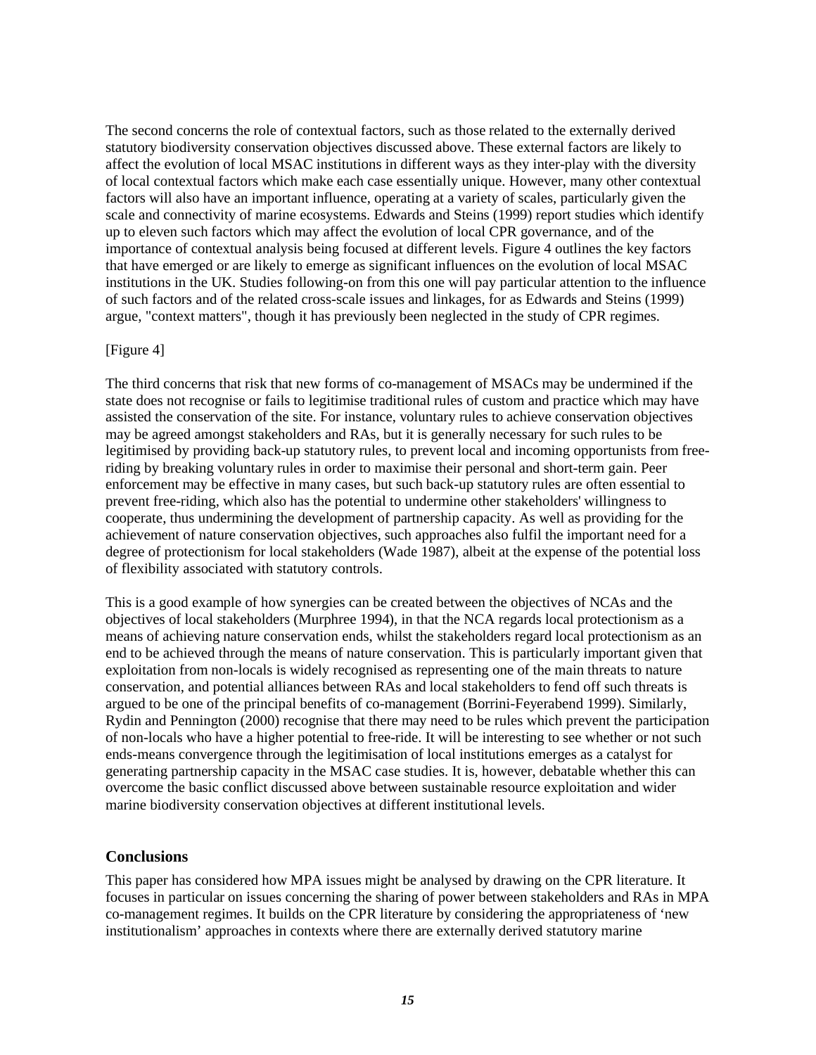The second concerns the role of contextual factors, such as those related to the externally derived statutory biodiversity conservation objectives discussed above. These external factors are likely to affect the evolution of local MSAC institutions in different ways as they inter-play with the diversity of local contextual factors which make each case essentially unique. However, many other contextual factors will also have an important influence, operating at a variety of scales, particularly given the scale and connectivity of marine ecosystems. Edwards and Steins (1999) report studies which identify up to eleven such factors which may affect the evolution of local CPR governance, and of the importance of contextual analysis being focused at different levels. Figure 4 outlines the key factors that have emerged or are likely to emerge as significant influences on the evolution of local MSAC institutions in the UK. Studies following-on from this one will pay particular attention to the influence of such factors and of the related cross-scale issues and linkages, for as Edwards and Steins (1999) argue, "context matters", though it has previously been neglected in the study of CPR regimes.

[Figure 4]

The third concerns that risk that new forms of co-management of MSACs may be undermined if the state does not recognise or fails to legitimise traditional rules of custom and practice which may have assisted the conservation of the site. For instance, voluntary rules to achieve conservation objectives may be agreed amongst stakeholders and RAs, but it is generally necessary for such rules to be legitimised by providing back-up statutory rules, to prevent local and incoming opportunists from free-riding by breaking voluntary rules in order to maximise their personal and short-term gain. Peer enforcement may be effective in many cases, but such back-up statutory rules are often essential to prevent free-riding, which also has the potential to undermine other stakeholders' willingness to cooperate, thus undermining the development of partnership capacity. As well as providing for the achievement of nature conservation objectives, such approaches also fulfil the important need for a degree of protectionism for local stakeholders (Wade 1987), albeit at the expense of the potential loss of flexibility associated with statutory controls.

This is a good example of how synergies can be created between the objectives of NCAs and the objectives of local stakeholders (Murphree 1994), in that the NCA regards local protectionism as a means of achieving nature conservation ends, whilst the stakeholders regard local protectionism as an end to be achieved through the means of nature conservation. This is particularly important given that exploitation from non-locals is widely recognised as representing one of the main threats to nature conservation, and potential alliances between RAs and local stakeholders to fend off such threats is argued to be one of the principal benefits of co-management (Borrini-Feyerabend 1999). Similarly, Rydin and Pennington (2000) recognise that there may need to be rules which prevent the participation of non-locals who have a higher potential to free-ride. It will be interesting to see whether or not such ends-means convergence through the legitimisation of local institutions emerges as a catalyst for generating partnership capacity in the MSAC case studies. It is, however, debatable whether this can overcome the basic conflict discussed above between sustainable resource exploitation and wider marine biodiversity conservation objectives at different institutional levels.

## Conclusions

This paper has considered how MPA issues might be analysed by drawing on the CPR literature. It focuses in particular on issues concerning the sharing of power between stakeholders and RAs in MPA co-management regimes. It builds on the CPR literature by considering the appropriateness of 'new institutionalism' approaches in contexts where there are externally derived statutory marine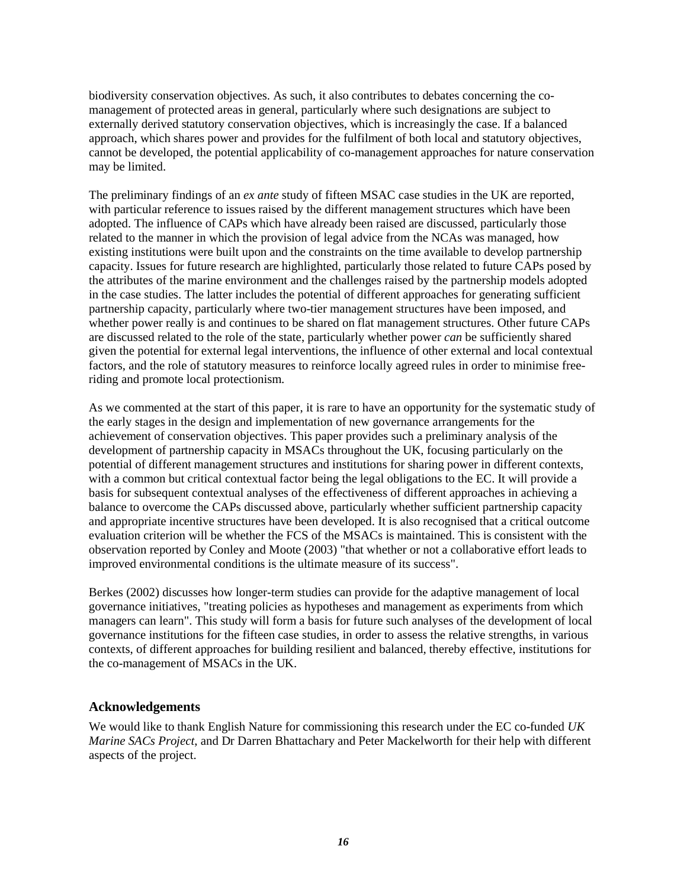biodiversity conservation objectives. As such, it also contributes to debates concerning the co-management of protected areas in general, particularly where such designations are subject to externally derived statutory conservation objectives, which is increasingly the case. If a balanced approach, which shares power and provides for the fulfilment of both local and statutory objectives, cannot be developed, the potential applicability of co-management approaches for nature conservation may be limited.

The preliminary findings of an *ex ante* study of fifteen MSAC case studies in the UK are reported, with particular reference to issues raised by the different management structures which have been adopted. The influence of CAPs which have already been raised are discussed, particularly those related to the manner in which the provision of legal advice from the NCAs was managed, how existing institutions were built upon and the constraints on the time available to develop partnership capacity. Issues for future research are highlighted, particularly those related to future CAPs posed by the attributes of the marine environment and the challenges raised by the partnership models adopted in the case studies. The latter includes the potential of different approaches for generating sufficient partnership capacity, particularly where two-tier management structures have been imposed, and whether power really is and continues to be shared on flat management structures. Other future CAPs are discussed related to the role of the state, particularly whether power *can* be sufficiently shared given the potential for external legal interventions, the influence of other external and local contextual factors, and the role of statutory measures to reinforce locally agreed rules in order to minimise free-riding and promote local protectionism.

As we commented at the start of this paper, it is rare to have an opportunity for the systematic study of the early stages in the design and implementation of new governance arrangements for the achievement of conservation objectives. This paper provides such a preliminary analysis of the development of partnership capacity in MSACs throughout the UK, focusing particularly on the potential of different management structures and institutions for sharing power in different contexts, with a common but critical contextual factor being the legal obligations to the EC. It will provide a basis for subsequent contextual analyses of the effectiveness of different approaches in achieving a balance to overcome the CAPs discussed above, particularly whether sufficient partnership capacity and appropriate incentive structures have been developed. It is also recognised that a critical outcome evaluation criterion will be whether the FCS of the MSACs is maintained. This is consistent with the observation reported by Conley and Moote (2003) "that whether or not a collaborative effort leads to improved environmental conditions is the ultimate measure of its success".

Berkes (2002) discusses how longer-term studies can provide for the adaptive management of local governance initiatives, "treating policies as hypotheses and management as experiments from which managers can learn". This study will form a basis for future such analyses of the development of local governance institutions for the fifteen case studies, in order to assess the relative strengths, in various contexts, of different approaches for building resilient and balanced, thereby effective, institutions for the co-management of MSACs in the UK.

## Acknowledgements

We would like to thank English Nature for commissioning this research under the EC co-funded *UK Marine SACs Project*, and Dr Darren Bhattachary and Peter Mackelworth for their help with different aspects of the project.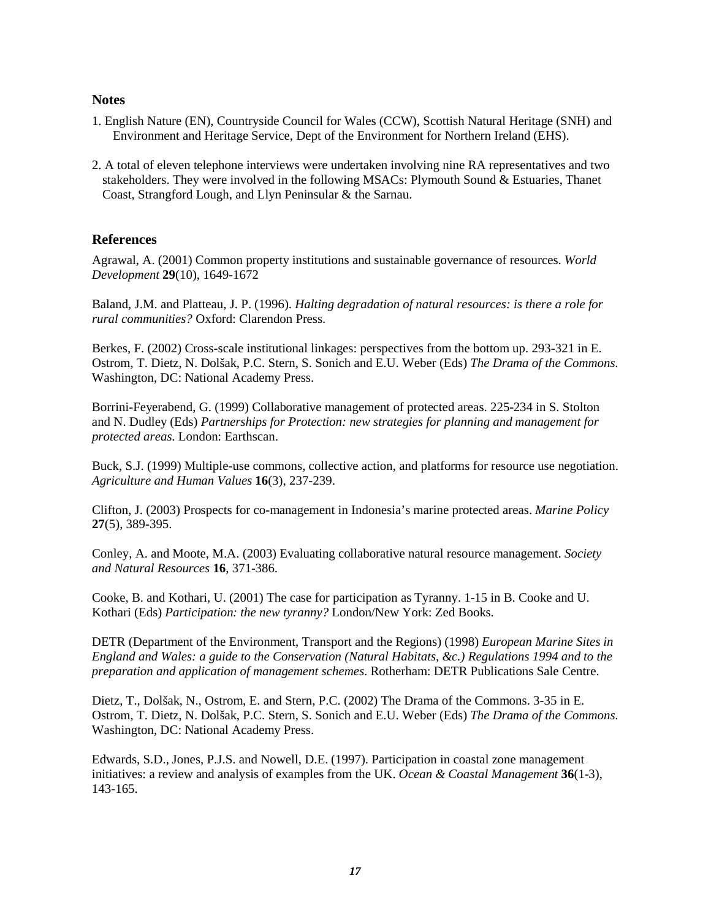## Notes

1. English Nature (EN), Countryside Council for Wales (CCW), Scottish Natural Heritage (SNH) and Environment and Heritage Service, Dept of the Environment for Northern Ireland (EHS).

2. A total of eleven telephone interviews were undertaken involving nine RA representatives and two stakeholders. They were involved in the following MSACs: Plymouth Sound & Estuaries, Thanet Coast, Strangford Lough, and Llyn Peninsular & the Sarnau.

## References

Agrawal, A. (2001) Common property institutions and sustainable governance of resources. *World Development* **29**(10), 1649-1672

Baland, J.M. and Platteau, J. P. (1996). *Halting degradation of natural resources: is there a role for rural communities?* Oxford: Clarendon Press.

Berkes, F. (2002) Cross-scale institutional linkages: perspectives from the bottom up. 293-321 in E. Ostrom, T. Dietz, N. Dolšak, P.C. Stern, S. Sonich and E.U. Weber (Eds) *The Drama of the Commons.* Washington, DC: National Academy Press.

Borrini-Feyerabend, G. (1999) Collaborative management of protected areas. 225-234 in S. Stolton and N. Dudley (Eds) *Partnerships for Protection: new strategies for planning and management for protected areas*. London: Earthscan.

Buck, S.J. (1999) Multiple-use commons, collective action, and platforms for resource use negotiation. *Agriculture and Human Values* **16**(3), 237-239.

Clifton, J. (2003) Prospects for co-management in Indonesia's marine protected areas. *Marine Policy* **27**(5), 389-395.

Conley, A. and Moote, M.A. (2003) Evaluating collaborative natural resource management. *Society and Natural Resources* **16**, 371-386.

Cooke, B. and Kothari, U. (2001) The case for participation as Tyranny. 1-15 in B. Cooke and U. Kothari (Eds) *Participation: the new tyranny?* London/New York: Zed Books.

DETR (Department of the Environment, Transport and the Regions) (1998) *European Marine Sites in England and Wales: a guide to the Conservation (Natural Habitats, &c.) Regulations 1994 and to the preparation and application of management schemes*. Rotherham: DETR Publications Sale Centre.

Dietz, T., Dolšak, N., Ostrom, E. and Stern, P.C. (2002) The Drama of the Commons. 3-35 in E. Ostrom, T. Dietz, N. Dolšak, P.C. Stern, S. Sonich and E.U. Weber (Eds) *The Drama of the Commons.* Washington, DC: National Academy Press.

Edwards, S.D., Jones, P.J.S. and Nowell, D.E. (1997). Participation in coastal zone management initiatives: a review and analysis of examples from the UK. *Ocean & Coastal Management* **36**(1-3), 143-165.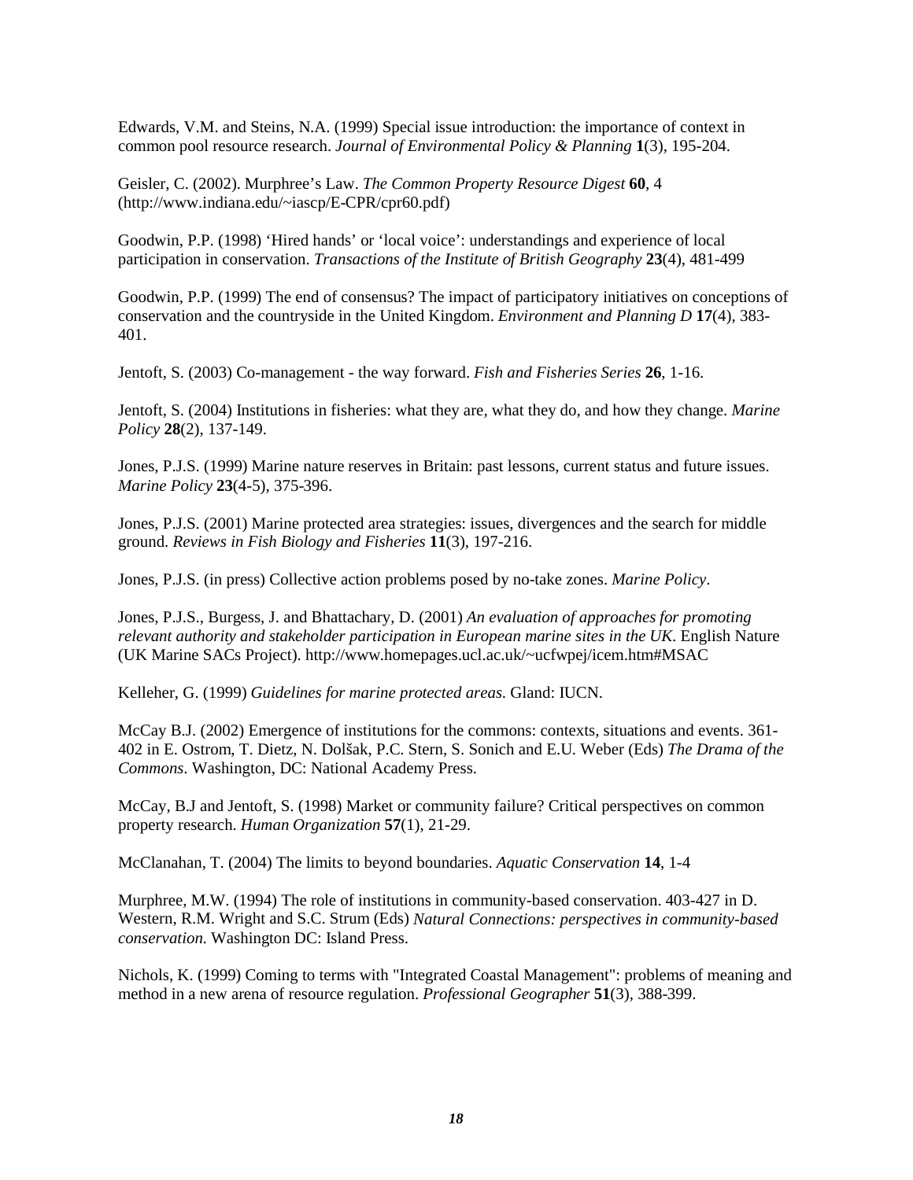Edwards, V.M. and Steins, N.A. (1999) Special issue introduction: the importance of context in common pool resource research. *Journal of Environmental Policy & Planning* **1**(3), 195-204.

Geisler, C. (2002). Murphree's Law. *The Common Property Resource Digest* **60**, 4 (http://www.indiana.edu/~iascp/E-CPR/cpr60.pdf)

Goodwin, P.P. (1998) 'Hired hands' or 'local voice': understandings and experience of local participation in conservation. *Transactions of the Institute of British Geography* **23**(4), 481-499

Goodwin, P.P. (1999) The end of consensus? The impact of participatory initiatives on conceptions of conservation and the countryside in the United Kingdom. *Environment and Planning D* **17**(4), 383-401.

Jentoft, S. (2003) Co-management - the way forward. *Fish and Fisheries Series* **26**, 1-16.

Jentoft, S. (2004) Institutions in fisheries: what they are, what they do, and how they change. *Marine Policy* **28**(2), 137-149.

Jones, P.J.S. (1999) Marine nature reserves in Britain: past lessons, current status and future issues. *Marine Policy* **23**(4-5), 375-396.

Jones, P.J.S. (2001) Marine protected area strategies: issues, divergences and the search for middle ground. *Reviews in Fish Biology and Fisheries* **11**(3), 197-216.

Jones, P.J.S. (in press) Collective action problems posed by no-take zones. *Marine Policy*.

Jones, P.J.S., Burgess, J. and Bhattachary, D. (2001) *An evaluation of approaches for promoting relevant authority and stakeholder participation in European marine sites in the UK*. English Nature (UK Marine SACs Project). http://www.homepages.ucl.ac.uk/~ucfwpej/icem.htm#MSAC

Kelleher, G. (1999) *Guidelines for marine protected areas*. Gland: IUCN.

McCay B.J. (2002) Emergence of institutions for the commons: contexts, situations and events. 361-402 in E. Ostrom, T. Dietz, N. Dolšak, P.C. Stern, S. Sonich and E.U. Weber (Eds) *The Drama of the Commons*. Washington, DC: National Academy Press.

McCay, B.J and Jentoft, S. (1998) Market or community failure? Critical perspectives on common property research. *Human Organization* **57**(1), 21-29.

McClanahan, T. (2004) The limits to beyond boundaries. *Aquatic Conservation* **14**, 1-4

Murphree, M.W. (1994) The role of institutions in community-based conservation. 403-427 in D. Western, R.M. Wright and S.C. Strum (Eds) *Natural Connections: perspectives in community-based conservation.* Washington DC: Island Press.

Nichols, K. (1999) Coming to terms with "Integrated Coastal Management": problems of meaning and method in a new arena of resource regulation. *Professional Geographer* **51**(3), 388-399.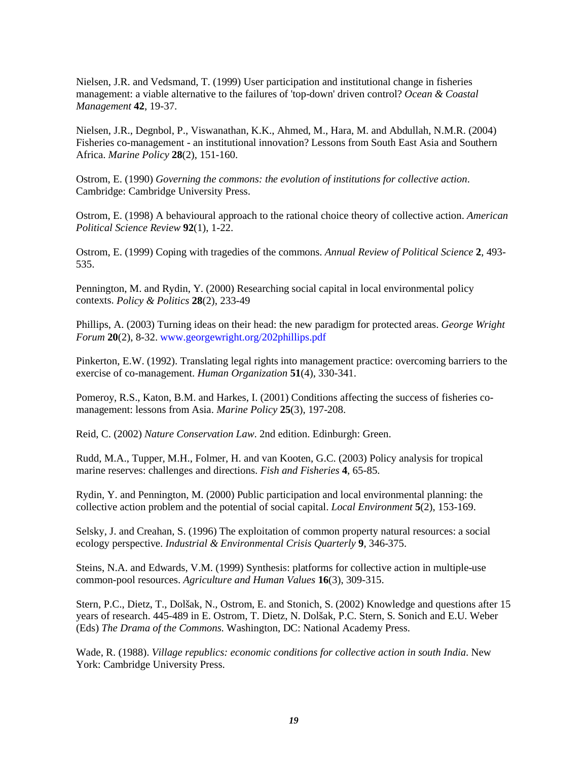Nielsen, J.R. and Vedsmand, T. (1999) User participation and institutional change in fisheries management: a viable alternative to the failures of 'top-down' driven control? *Ocean & Coastal Management* **42**, 19-37.

Nielsen, J.R., Degnbol, P., Viswanathan, K.K., Ahmed, M., Hara, M. and Abdullah, N.M.R. (2004) Fisheries co-management - an institutional innovation? Lessons from South East Asia and Southern Africa. *Marine Policy* **28**(2), 151-160.

Ostrom, E. (1990) *Governing the commons: the evolution of institutions for collective action*. Cambridge: Cambridge University Press.

Ostrom, E. (1998) A behavioural approach to the rational choice theory of collective action. *American Political Science Review* **92**(1), 1-22.

Ostrom, E. (1999) Coping with tragedies of the commons. *Annual Review of Political Science* **2**, 493-535.

Pennington, M. and Rydin, Y. (2000) Researching social capital in local environmental policy contexts. *Policy & Politics* **28**(2), 233-49

Phillips, A. (2003) Turning ideas on their head: the new paradigm for protected areas. *George Wright Forum* **20**(2), 8-32. www.georgewright.org/202phillips.pdf

Pinkerton, E.W. (1992). Translating legal rights into management practice: overcoming barriers to the exercise of co-management. *Human Organization* **51**(4), 330-341.

Pomeroy, R.S., Katon, B.M. and Harkes, I. (2001) Conditions affecting the success of fisheries co-management: lessons from Asia. *Marine Policy* **25**(3), 197-208.

Reid, C. (2002) *Nature Conservation Law*. 2nd edition. Edinburgh: Green.

Rudd, M.A., Tupper, M.H., Folmer, H. and van Kooten, G.C. (2003) Policy analysis for tropical marine reserves: challenges and directions. *Fish and Fisheries* **4**, 65-85.

Rydin, Y. and Pennington, M. (2000) Public participation and local environmental planning: the collective action problem and the potential of social capital. *Local Environment* **5**(2), 153-169.

Selsky, J. and Creahan, S. (1996) The exploitation of common property natural resources: a social ecology perspective. *Industrial & Environmental Crisis Quarterly* **9**, 346-375.

Steins, N.A. and Edwards, V.M. (1999) Synthesis: platforms for collective action in multiple-use common-pool resources. *Agriculture and Human Values* **16**(3), 309-315.

Stern, P.C., Dietz, T., Dolšak, N., Ostrom, E. and Stonich, S. (2002) Knowledge and questions after 15 years of research. 445-489 in E. Ostrom, T. Dietz, N. Dolšak, P.C. Stern, S. Sonich and E.U. Weber (Eds) *The Drama of the Commons.* Washington, DC: National Academy Press.

Wade, R. (1988). *Village republics: economic conditions for collective action in south India*. New York: Cambridge University Press.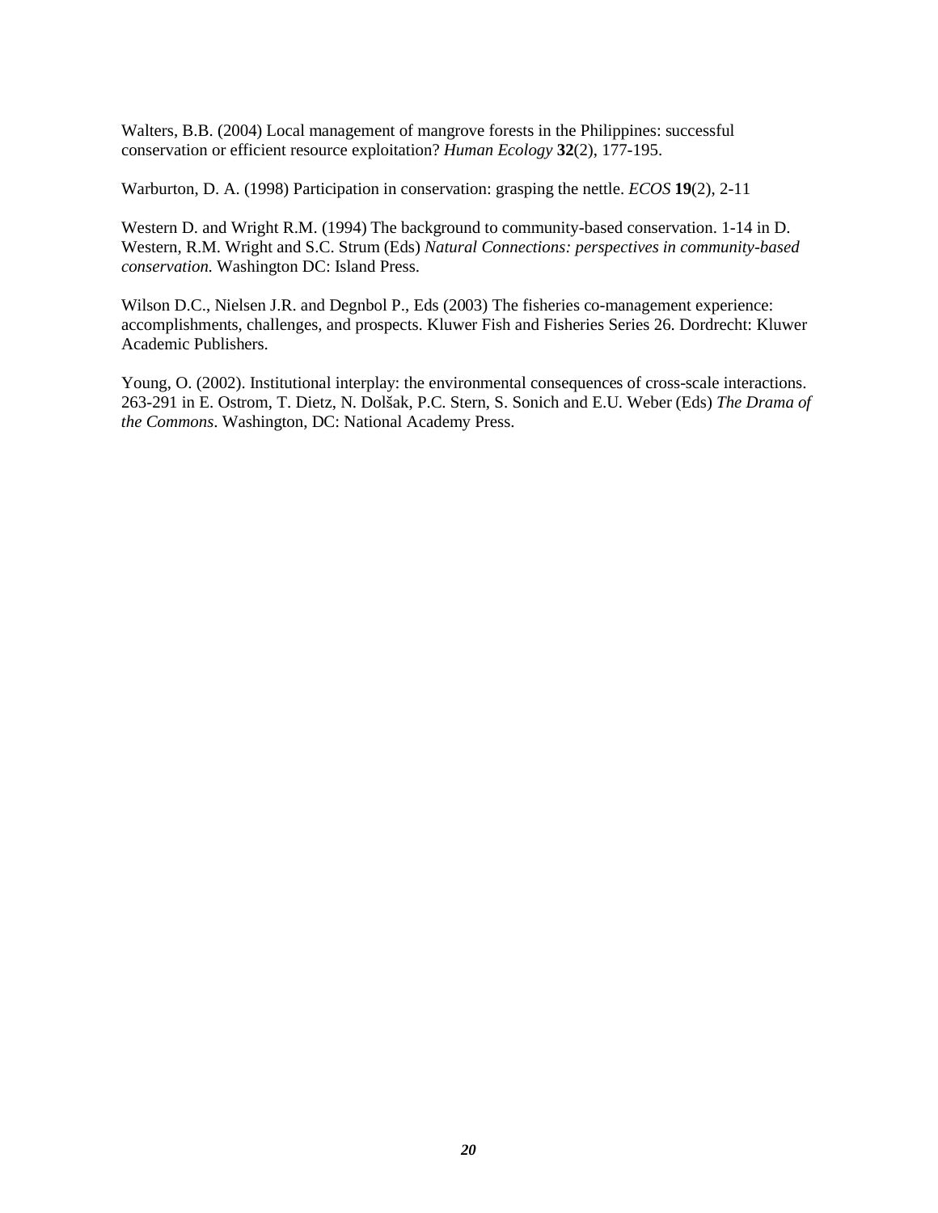Walters, B.B. (2004) Local management of mangrove forests in the Philippines: successful conservation or efficient resource exploitation? *Human Ecology* **32**(2), 177-195.

Warburton, D. A. (1998) Participation in conservation: grasping the nettle. *ECOS* **19**(2), 2-11

Western D. and Wright R.M. (1994) The background to community-based conservation. 1-14 in D. Western, R.M. Wright and S.C. Strum (Eds) *Natural Connections: perspectives in community-based conservation.* Washington DC: Island Press.

Wilson D.C., Nielsen J.R. and Degnbol P., Eds (2003) The fisheries co-management experience: accomplishments, challenges, and prospects. Kluwer Fish and Fisheries Series 26. Dordrecht: Kluwer Academic Publishers.

Young, O. (2002). Institutional interplay: the environmental consequences of cross-scale interactions. 263-291 in E. Ostrom, T. Dietz, N. Dolšak, P.C. Stern, S. Sonich and E.U. Weber (Eds) *The Drama of the Commons*. Washington, DC: National Academy Press.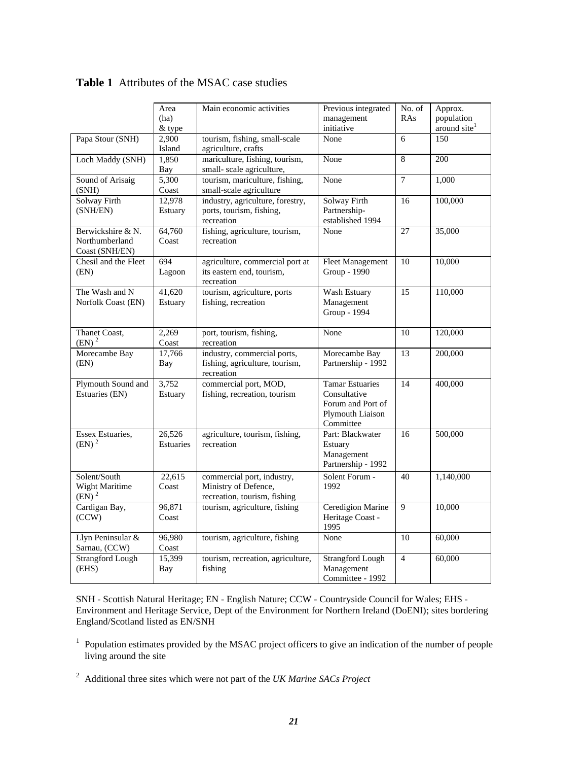**Table 1** Attributes of the MSAC case studies

| | Area (ha) & type | Main economic activities | Previous integrated management initiative | No. of RAs | Approx. population around site[1] |
|---|---|---|---|---|---|
| Papa Stour (SNH) | 2,900 Island | tourism, fishing, small-scale agriculture, crafts | None | 6 | 150 |
| Loch Maddy (SNH) | 1,850 Bay | mariculture, fishing, tourism, small- scale agriculture, | None | 8 | 200 |
| Sound of Arisaig (SNH) | 5,300 Coast | tourism, mariculture, fishing, small-scale agriculture | None | 7 | 1,000 |
| Solway Firth (SNH/EN) | 12,978 Estuary | industry, agriculture, forestry, ports, tourism, fishing, recreation | Solway Firth Partnership- established 1994 | 16 | 100,000 |
| Berwickshire & N. Northumberland Coast (SNH/EN) | 64,760 Coast | fishing, agriculture, tourism, recreation | None | 27 | 35,000 |
| Chesil and the Fleet (EN) | 694 Lagoon | agriculture, commercial port at its eastern end, tourism, recreation | Fleet Management Group - 1990 | 10 | 10,000 |
| The Wash and N Norfolk Coast (EN) | 41,620 Estuary | tourism, agriculture, ports fishing, recreation | Wash Estuary Management Group - 1994 | 15 | 110,000 |
| Thanet Coast, (EN)[2] | 2,269 Coast | port, tourism, fishing, recreation | None | 10 | 120,000 |
| Morecambe Bay (EN) | 17,766 Bay | industry, commercial ports, fishing, agriculture, tourism, recreation | Morecambe Bay Partnership - 1992 | 13 | 200,000 |
| Plymouth Sound and Estuaries (EN) | 3,752 Estuary | commercial port, MOD, fishing, recreation, tourism | Tamar Estuaries Consultative Forum and Port of Plymouth Liaison Committee | 14 | 400,000 |
| Essex Estuaries, (EN)[2] | 26,526 Estuaries | agriculture, tourism, fishing, recreation | Part: Blackwater Estuary Management Partnership - 1992 | 16 | 500,000 |
| Solent/South Wight Maritime (EN)[2] | 22,615 Coast | commercial port, industry, Ministry of Defence, recreation, tourism, fishing | Solent Forum - 1992 | 40 | 1,140,000 |
| Cardigan Bay, (CCW) | 96,871 Coast | tourism, agriculture, fishing | Ceredigion Marine Heritage Coast - 1995 | 9 | 10,000 |
| Llyn Peninsular & Sarnau, (CCW) | 96,980 Coast | tourism, agriculture, fishing | None | 10 | 60,000 |
| Strangford Lough (EHS) | 15,399 Bay | tourism, recreation, agriculture, fishing | Strangford Lough Management Committee - 1992 | 4 | 60,000 |

SNH - Scottish Natural Heritage; EN - English Nature; CCW - Countryside Council for Wales; EHS - Environment and Heritage Service, Dept of the Environment for Northern Ireland (DoENI); sites bordering England/Scotland listed as EN/SNH

[1] Population estimates provided by the MSAC project officers to give an indication of the number of people living around the site

[2] Additional three sites which were not part of the *UK Marine SACs Project*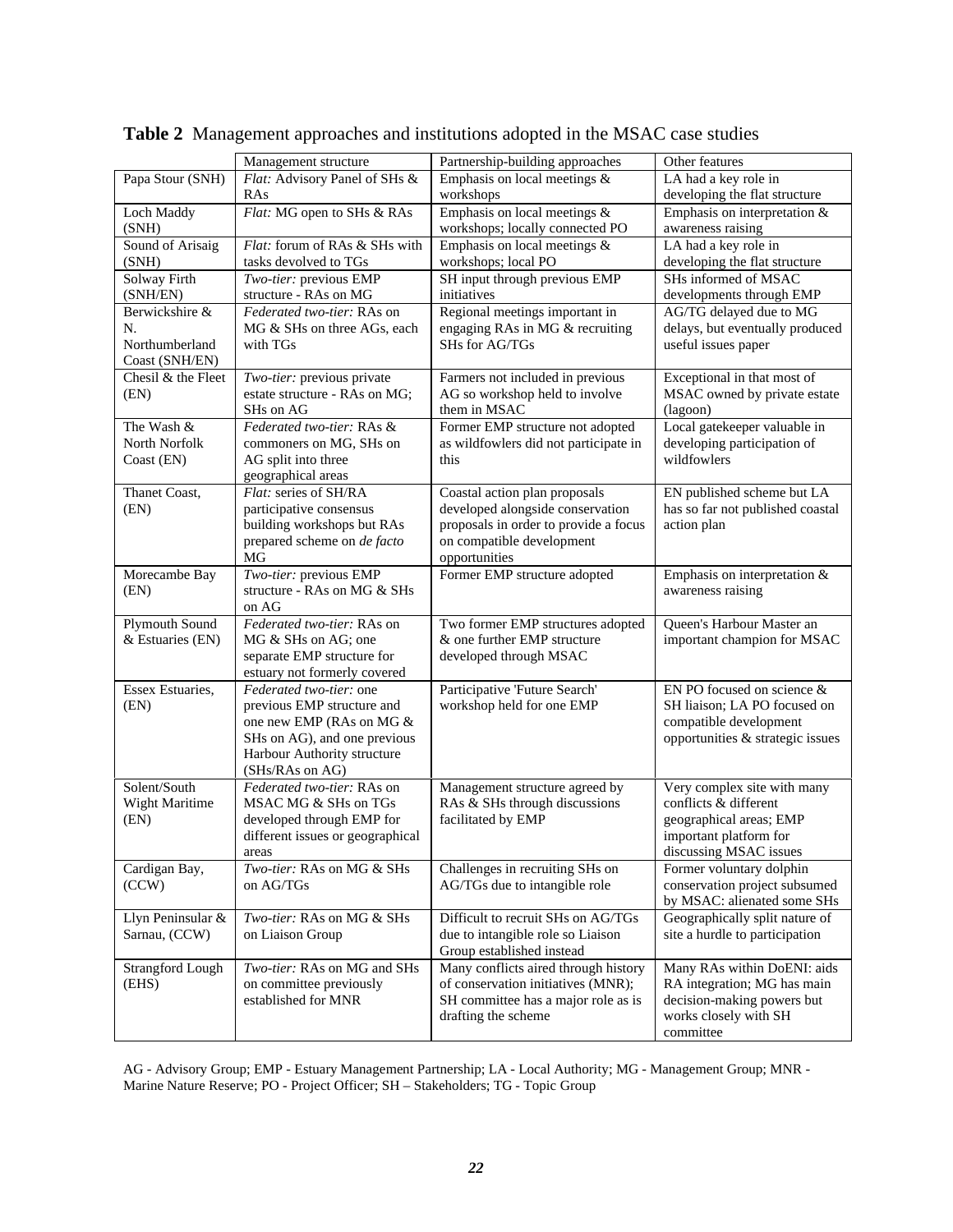**Table 2** Management approaches and institutions adopted in the MSAC case studies

| | Management structure | Partnership-building approaches | Other features |
|---|---|---|---|
| Papa Stour (SNH) | *Flat:* Advisory Panel of SHs & RAs | Emphasis on local meetings & workshops | LA had a key role in developing the flat structure |
| Loch Maddy (SNH) | *Flat:* MG open to SHs & RAs | Emphasis on local meetings & workshops; locally connected PO | Emphasis on interpretation & awareness raising |
| Sound of Arisaig (SNH) | *Flat:* forum of RAs & SHs with tasks devolved to TGs | Emphasis on local meetings & workshops; local PO | LA had a key role in developing the flat structure |
| Solway Firth (SNH/EN) | *Two-tier:* previous EMP structure - RAs on MG | SH input through previous EMP initiatives | SHs informed of MSAC developments through EMP |
| Berwickshire & N. Northumberland Coast (SNH/EN) | *Federated two-tier:* RAs on MG & SHs on three AGs, each with TGs | Regional meetings important in engaging RAs in MG & recruiting SHs for AG/TGs | AG/TG delayed due to MG delays, but eventually produced useful issues paper |
| Chesil & the Fleet (EN) | *Two-tier:* previous private estate structure - RAs on MG; SHs on AG | Farmers not included in previous AG so workshop held to involve them in MSAC | Exceptional in that most of MSAC owned by private estate (lagoon) |
| The Wash & North Norfolk Coast (EN) | *Federated two-tier:* RAs & commoners on MG, SHs on AG split into three geographical areas | Former EMP structure not adopted as wildfowlers did not participate in this | Local gatekeeper valuable in developing participation of wildfowlers |
| Thanet Coast, (EN) | *Flat:* series of SH/RA participative consensus building workshops but RAs prepared scheme on *de facto* MG | Coastal action plan proposals developed alongside conservation proposals in order to provide a focus on compatible development opportunities | EN published scheme but LA has so far not published coastal action plan |
| Morecambe Bay (EN) | *Two-tier:* previous EMP structure - RAs on MG & SHs on AG | Former EMP structure adopted | Emphasis on interpretation & awareness raising |
| Plymouth Sound & Estuaries (EN) | *Federated two-tier:* RAs on MG & SHs on AG; one separate EMP structure for estuary not formerly covered | Two former EMP structures adopted & one further EMP structure developed through MSAC | Queen's Harbour Master an important champion for MSAC |
| Essex Estuaries, (EN) | *Federated two-tier:* one previous EMP structure and one new EMP (RAs on MG & SHs on AG), and one previous Harbour Authority structure (SHs/RAs on AG) | Participative 'Future Search' workshop held for one EMP | EN PO focused on science & SH liaison; LA PO focused on compatible development opportunities & strategic issues |
| Solent/South Wight Maritime (EN) | *Federated two-tier:* RAs on MSAC MG & SHs on TGs developed through EMP for different issues or geographical areas | Management structure agreed by RAs & SHs through discussions facilitated by EMP | Very complex site with many conflicts & different geographical areas; EMP important platform for discussing MSAC issues |
| Cardigan Bay, (CCW) | *Two-tier:* RAs on MG & SHs on AG/TGs | Challenges in recruiting SHs on AG/TGs due to intangible role | Former voluntary dolphin conservation project subsumed by MSAC: alienated some SHs |
| Llyn Peninsular & Sarnau, (CCW) | *Two-tier:* RAs on MG & SHs on Liaison Group | Difficult to recruit SHs on AG/TGs due to intangible role so Liaison Group established instead | Geographically split nature of site a hurdle to participation |
| Strangford Lough (EHS) | *Two-tier:* RAs on MG and SHs on committee previously established for MNR | Many conflicts aired through history of conservation initiatives (MNR); SH committee has a major role as is drafting the scheme | Many RAs within DoENI: aids RA integration; MG has main decision-making powers but works closely with SH committee |

AG - Advisory Group; EMP - Estuary Management Partnership; LA - Local Authority; MG - Management Group; MNR - Marine Nature Reserve; PO - Project Officer; SH – Stakeholders; TG - Topic Group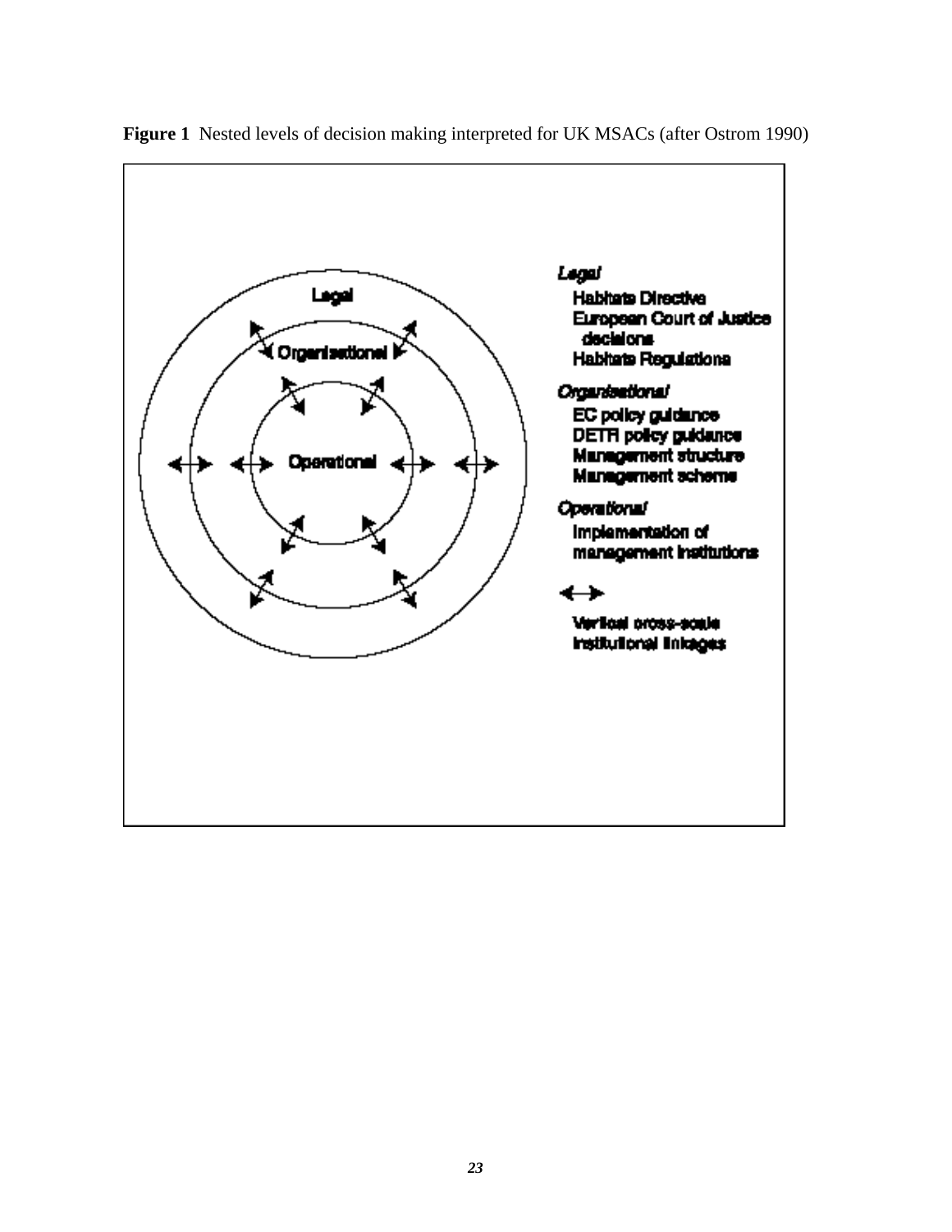**Figure 1** Nested levels of decision making interpreted for UK MSACs (after Ostrom 1990)

*Legal*
- Habitats Directive
- European Court of Justice decisions
- Habitats Regulations

*Organisational*
- EC policy guidance
- DETR policy guidance
- Management structure
- Management scheme

*Operational*
- Implementation of management institutions

↔ Vertical cross-scale institutional linkages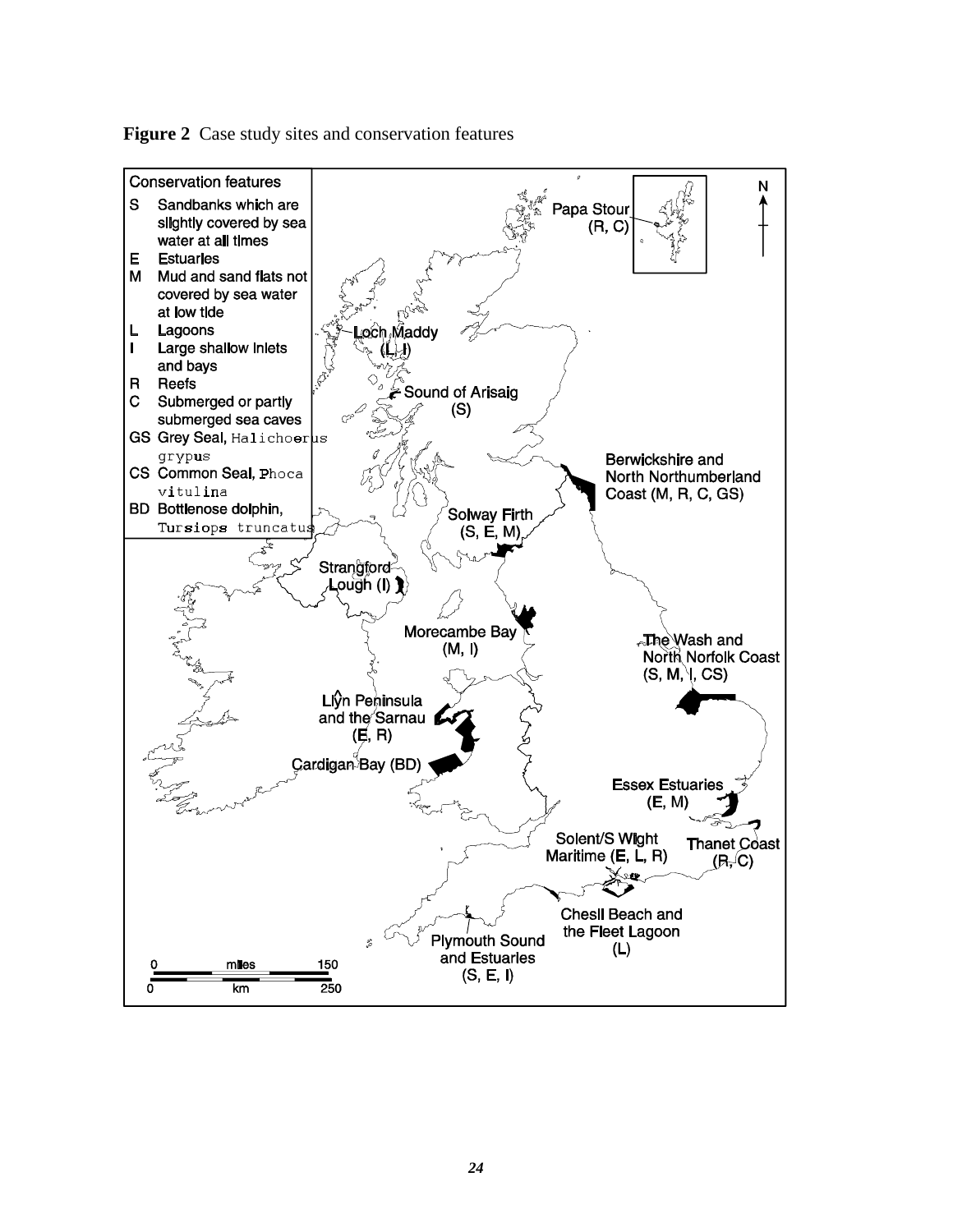**Figure 2** Case study sites and conservation features

Conservation features

- S Sandbanks which are slightly covered by sea water at all times
- E Estuaries
- M Mud and sand flats not covered by sea water at low tide
- L Lagoons
- I Large shallow inlets and bays
- R Reefs
- C Submerged or partly submerged sea caves
- GS Grey Seal, *Halichoerus grypus*
- CS Common Seal, *Phoca vitulina*
- BD Bottlenose dolphin, *Tursiops truncatus*

Papa Stour (R, C)

Loch Maddy (L, I)

Sound of Arisaig (S)

Berwickshire and North Northumberland Coast (M, R, C, GS)

Solway Firth (S, E, M)

Strangford Lough (I)

Morecambe Bay (M, I)

The Wash and North Norfolk Coast (S, M, I, CS)

Llŷn Peninsula and the Sarnau (E, R)

Cardigan Bay (BD)

Essex Estuaries (E, M)

Solent/S Wight Maritime (E, L, R)

Thanet Coast (R, C)

Chesil Beach and the Fleet Lagoon (L)

Plymouth Sound and Estuaries (S, E, I)

0 miles 150

0 km 250

N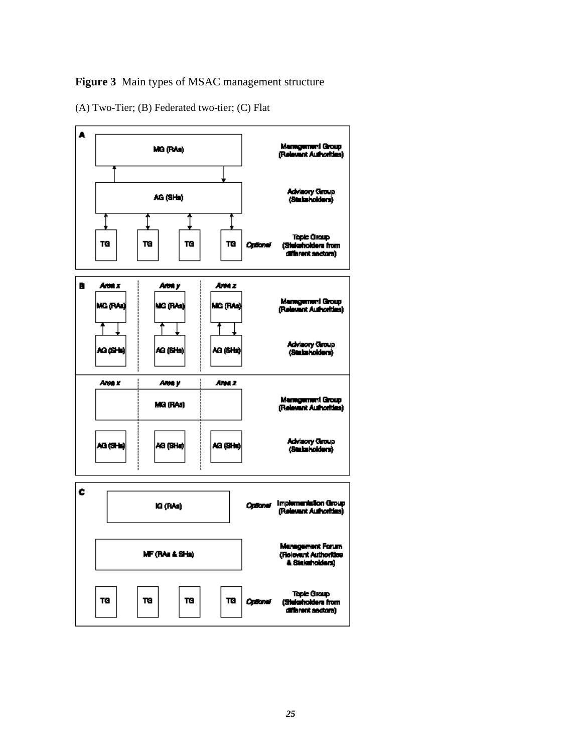**Figure 3** Main types of MSAC management structure

(A) Two-Tier; (B) Federated two-tier; (C) Flat

**A**

MG (RAs) — Management Group (Relevant Authorities)

AG (SHs) — Advisory Group (Stakeholders)

TG TG TG TG *Optional* — Topic Group (Stakeholders from different sectors)

**B**

*Area x* | *Area y* | *Area z*

MG (RAs) | MG (RAs) | MG (RAs) — Management Group (Relevant Authorities)

AG (SHs) | AG (SHs) | AG (SHs) — Advisory Group (Stakeholders)

*Area x* | *Area y* | *Area z*

MG (RAs) — Management Group (Relevant Authorities)

AG (SHs) | AG (SHs) | AG (SHs) — Advisory Group (Stakeholders)

**C**

IG (RAs) *Optional* — Implementation Group (Relevant Authorities)

MF (RAs & SHs) — Management Forum (Relevant Authorities & Stakeholders)

TG TG TG TG *Optional* — Topic Group (Stakeholders from different sectors)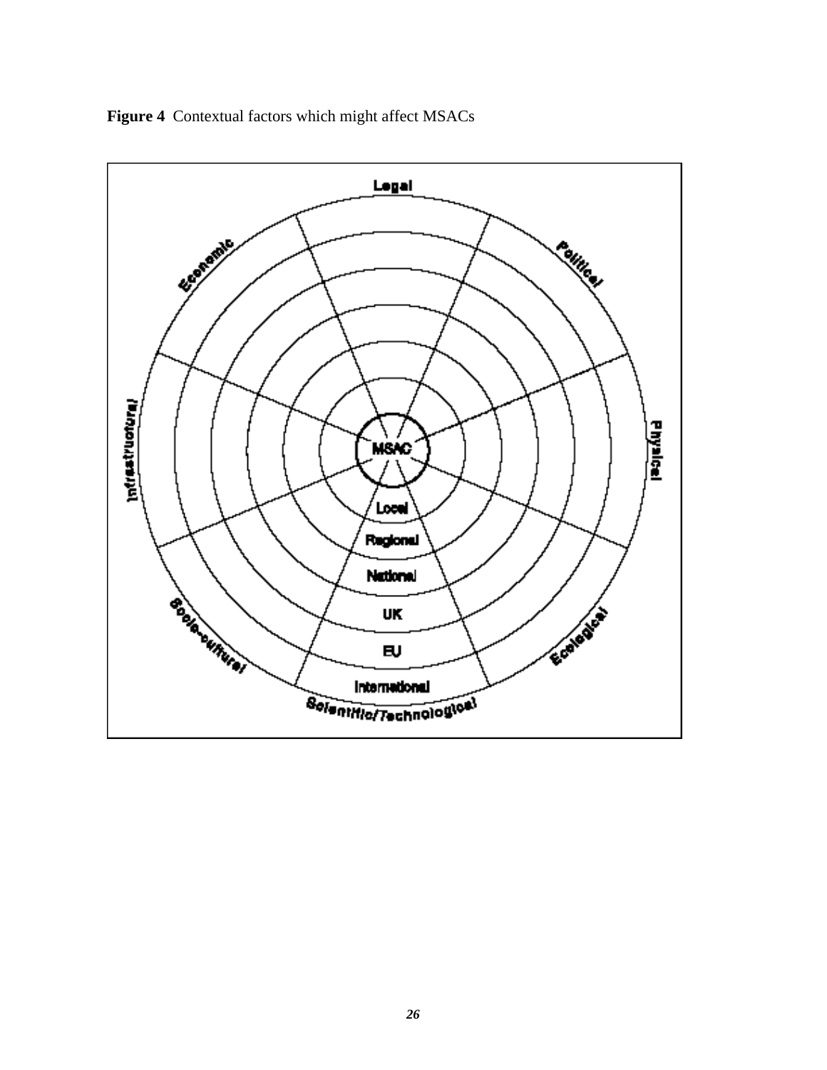**Figure 4** Contextual factors which might affect MSACs

Legal

Political

Physical

Ecological

Scientific/Technological

Socio-cultural

Infrastructural

Economic

MSAC

Local

Regional

National

UK

EU

International